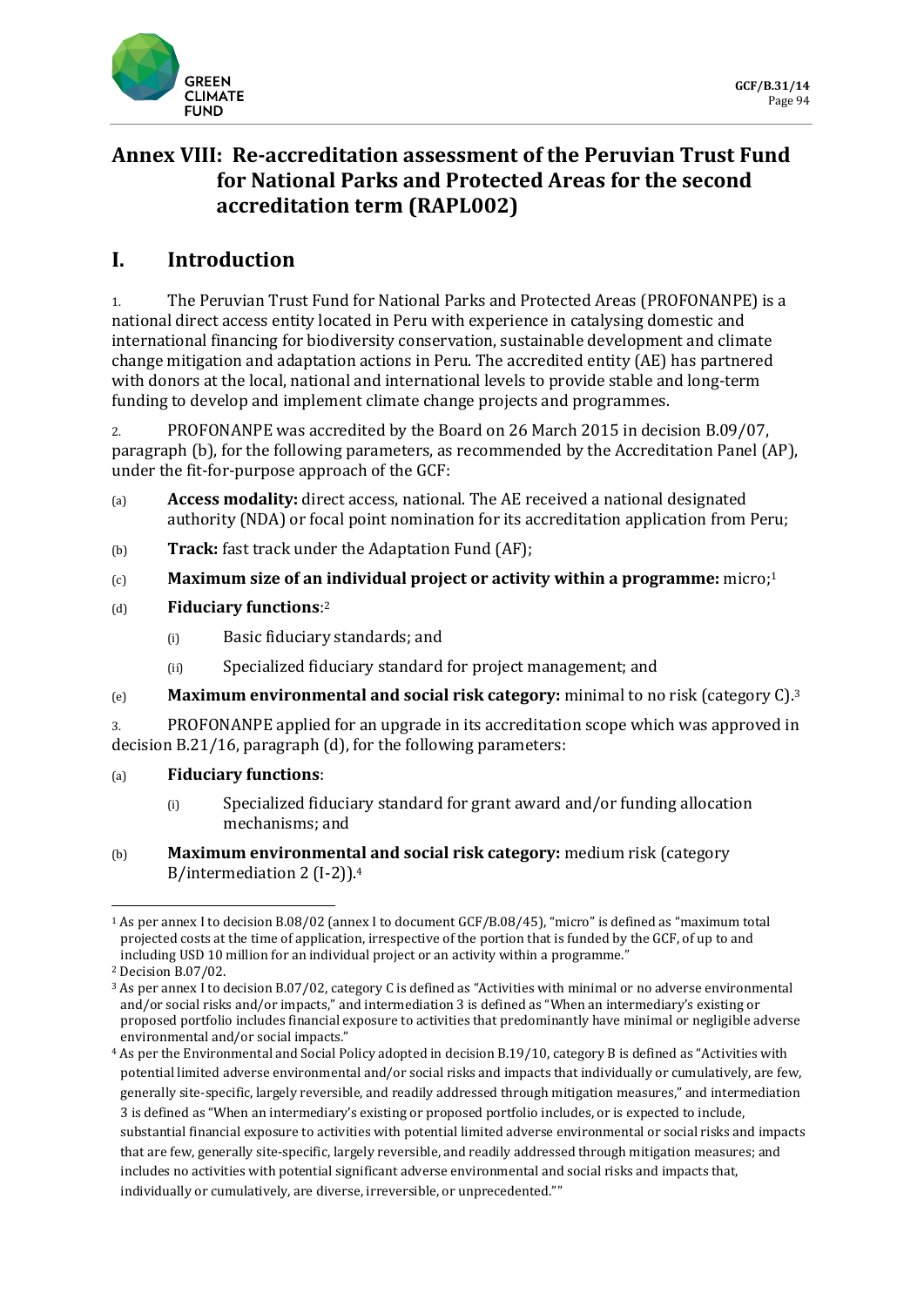# Annex VIII: Re-accreditation assessment of the Peruvian Trust Fund for National Parks and Protected Areas for the second accreditation term (RAPL002)

## I. Introduction

1. The Peruvian Trust Fund for National Parks and Protected Areas (PROFONANPE) is a national direct access entity located in Peru with experience in catalysing domestic and international financing for biodiversity conservation, sustainable development and climate change mitigation and adaptation actions in Peru. The accredited entity (AE) has partnered with donors at the local, national and international levels to provide stable and long-term funding to develop and implement climate change projects and programmes.

2. PROFONANPE was accredited by the Board on 26 March 2015 in decision B.09/07, paragraph (b), for the following parameters, as recommended by the Accreditation Panel (AP), under the fit-for-purpose approach of the GCF:

(a) **Access modality:** direct access, national. The AE received a national designated authority (NDA) or focal point nomination for its accreditation application from Peru;

(b) **Track:** fast track under the Adaptation Fund (AF);

(c) **Maximum size of an individual project or activity within a programme:** micro;[1]

(d) **Fiduciary functions**:[2]

(i) Basic fiduciary standards; and

(ii) Specialized fiduciary standard for project management; and

(e) **Maximum environmental and social risk category:** minimal to no risk (category C).[3]

3. PROFONANPE applied for an upgrade in its accreditation scope which was approved in decision B.21/16, paragraph (d), for the following parameters:

(a) **Fiduciary functions**:

(i) Specialized fiduciary standard for grant award and/or funding allocation mechanisms; and

(b) **Maximum environmental and social risk category:** medium risk (category B/intermediation 2 (I-2)).[4]

---

[1] As per annex I to decision B.08/02 (annex I to document GCF/B.08/45), "micro" is defined as "maximum total projected costs at the time of application, irrespective of the portion that is funded by the GCF, of up to and including USD 10 million for an individual project or an activity within a programme."

[2] Decision B.07/02.

[3] As per annex I to decision B.07/02, category C is defined as "Activities with minimal or no adverse environmental and/or social risks and/or impacts," and intermediation 3 is defined as "When an intermediary's existing or proposed portfolio includes financial exposure to activities that predominantly have minimal or negligible adverse environmental and/or social impacts."

[4] As per the Environmental and Social Policy adopted in decision B.19/10, category B is defined as "Activities with potential limited adverse environmental and/or social risks and impacts that individually or cumulatively, are few, generally site-specific, largely reversible, and readily addressed through mitigation measures," and intermediation 3 is defined as "When an intermediary's existing or proposed portfolio includes, or is expected to include, substantial financial exposure to activities with potential limited adverse environmental or social risks and impacts that are few, generally site-specific, largely reversible, and readily addressed through mitigation measures; and includes no activities with potential significant adverse environmental and social risks and impacts that, individually or cumulatively, are diverse, irreversible, or unprecedented.""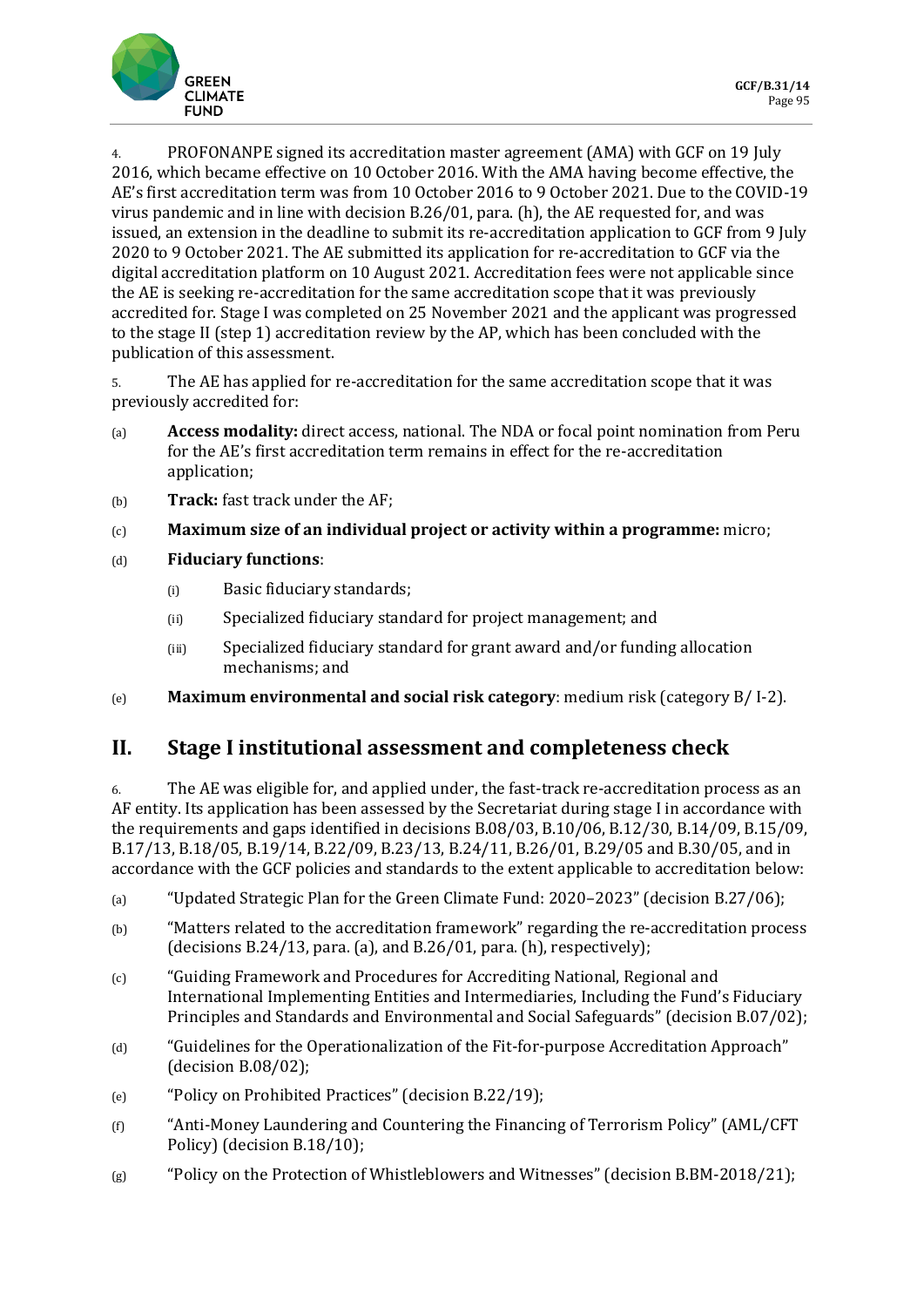4. PROFONANPE signed its accreditation master agreement (AMA) with GCF on 19 July 2016, which became effective on 10 October 2016. With the AMA having become effective, the AE's first accreditation term was from 10 October 2016 to 9 October 2021. Due to the COVID-19 virus pandemic and in line with decision B.26/01, para. (h), the AE requested for, and was issued, an extension in the deadline to submit its re-accreditation application to GCF from 9 July 2020 to 9 October 2021. The AE submitted its application for re-accreditation to GCF via the digital accreditation platform on 10 August 2021. Accreditation fees were not applicable since the AE is seeking re-accreditation for the same accreditation scope that it was previously accredited for. Stage I was completed on 25 November 2021 and the applicant was progressed to the stage II (step 1) accreditation review by the AP, which has been concluded with the publication of this assessment.

5. The AE has applied for re-accreditation for the same accreditation scope that it was previously accredited for:

(a) **Access modality:** direct access, national. The NDA or focal point nomination from Peru for the AE's first accreditation term remains in effect for the re-accreditation application;

(b) **Track:** fast track under the AF;

(c) **Maximum size of an individual project or activity within a programme:** micro;

(d) **Fiduciary functions**:

  (i) Basic fiduciary standards;

  (ii) Specialized fiduciary standard for project management; and

  (iii) Specialized fiduciary standard for grant award and/or funding allocation mechanisms; and

(e) **Maximum environmental and social risk category**: medium risk (category B/ I-2).

## II. Stage I institutional assessment and completeness check

6. The AE was eligible for, and applied under, the fast-track re-accreditation process as an AF entity. Its application has been assessed by the Secretariat during stage I in accordance with the requirements and gaps identified in decisions B.08/03, B.10/06, B.12/30, B.14/09, B.15/09, B.17/13, B.18/05, B.19/14, B.22/09, B.23/13, B.24/11, B.26/01, B.29/05 and B.30/05, and in accordance with the GCF policies and standards to the extent applicable to accreditation below:

(a) "Updated Strategic Plan for the Green Climate Fund: 2020–2023" (decision B.27/06);

(b) "Matters related to the accreditation framework" regarding the re-accreditation process (decisions B.24/13, para. (a), and B.26/01, para. (h), respectively);

(c) "Guiding Framework and Procedures for Accrediting National, Regional and International Implementing Entities and Intermediaries, Including the Fund's Fiduciary Principles and Standards and Environmental and Social Safeguards" (decision B.07/02);

(d) "Guidelines for the Operationalization of the Fit-for-purpose Accreditation Approach" (decision B.08/02);

(e) "Policy on Prohibited Practices" (decision B.22/19);

(f) "Anti-Money Laundering and Countering the Financing of Terrorism Policy" (AML/CFT Policy) (decision B.18/10);

(g) "Policy on the Protection of Whistleblowers and Witnesses" (decision B.BM-2018/21);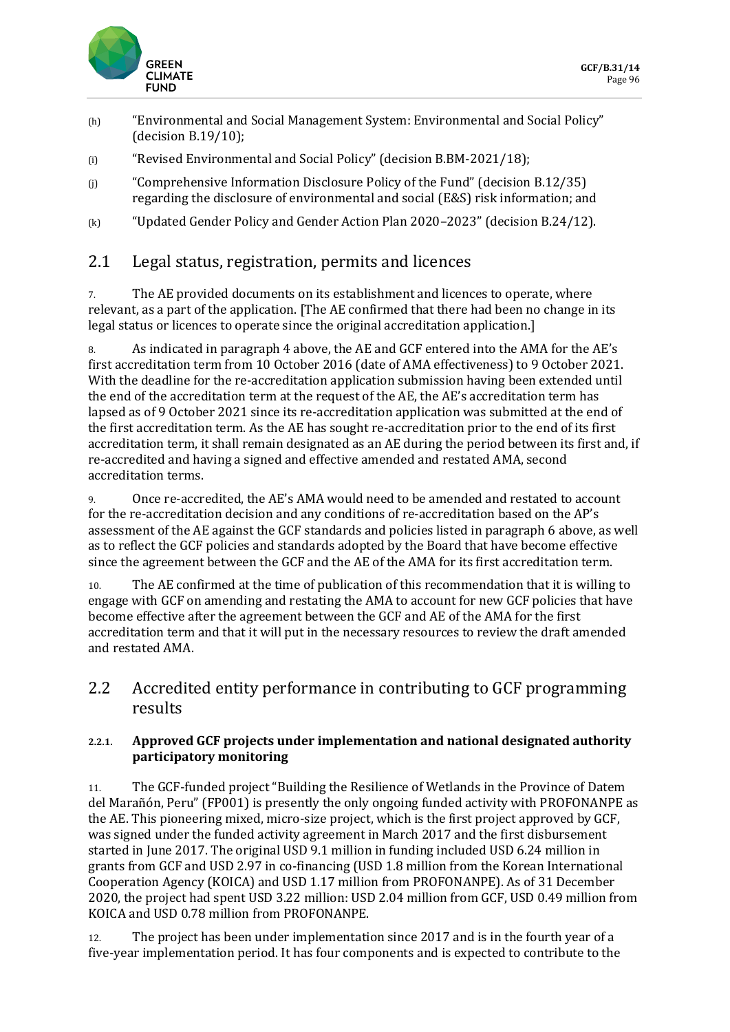(h) "Environmental and Social Management System: Environmental and Social Policy" (decision B.19/10);

(i) "Revised Environmental and Social Policy" (decision B.BM-2021/18);

(j) "Comprehensive Information Disclosure Policy of the Fund" (decision B.12/35) regarding the disclosure of environmental and social (E&S) risk information; and

(k) "Updated Gender Policy and Gender Action Plan 2020–2023" (decision B.24/12).

## 2.1 Legal status, registration, permits and licences

7. The AE provided documents on its establishment and licences to operate, where relevant, as a part of the application. [The AE confirmed that there had been no change in its legal status or licences to operate since the original accreditation application.]

8. As indicated in paragraph 4 above, the AE and GCF entered into the AMA for the AE's first accreditation term from 10 October 2016 (date of AMA effectiveness) to 9 October 2021. With the deadline for the re-accreditation application submission having been extended until the end of the accreditation term at the request of the AE, the AE's accreditation term has lapsed as of 9 October 2021 since its re-accreditation application was submitted at the end of the first accreditation term. As the AE has sought re-accreditation prior to the end of its first accreditation term, it shall remain designated as an AE during the period between its first and, if re-accredited and having a signed and effective amended and restated AMA, second accreditation terms.

9. Once re-accredited, the AE's AMA would need to be amended and restated to account for the re-accreditation decision and any conditions of re-accreditation based on the AP's assessment of the AE against the GCF standards and policies listed in paragraph 6 above, as well as to reflect the GCF policies and standards adopted by the Board that have become effective since the agreement between the GCF and the AE of the AMA for its first accreditation term.

10. The AE confirmed at the time of publication of this recommendation that it is willing to engage with GCF on amending and restating the AMA to account for new GCF policies that have become effective after the agreement between the GCF and AE of the AMA for the first accreditation term and that it will put in the necessary resources to review the draft amended and restated AMA.

## 2.2 Accredited entity performance in contributing to GCF programming results

### 2.2.1. Approved GCF projects under implementation and national designated authority participatory monitoring

11. The GCF-funded project "Building the Resilience of Wetlands in the Province of Datem del Marañón, Peru" (FP001) is presently the only ongoing funded activity with PROFONANPE as the AE. This pioneering mixed, micro-size project, which is the first project approved by GCF, was signed under the funded activity agreement in March 2017 and the first disbursement started in June 2017. The original USD 9.1 million in funding included USD 6.24 million in grants from GCF and USD 2.97 in co-financing (USD 1.8 million from the Korean International Cooperation Agency (KOICA) and USD 1.17 million from PROFONANPE). As of 31 December 2020, the project had spent USD 3.22 million: USD 2.04 million from GCF, USD 0.49 million from KOICA and USD 0.78 million from PROFONANPE.

12. The project has been under implementation since 2017 and is in the fourth year of a five-year implementation period. It has four components and is expected to contribute to the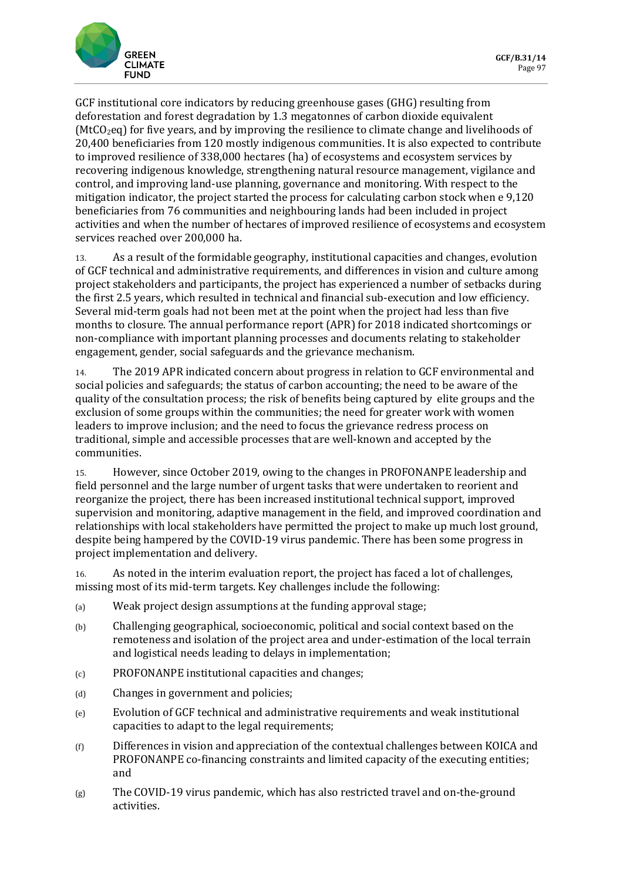GCF institutional core indicators by reducing greenhouse gases (GHG) resulting from deforestation and forest degradation by 1.3 megatonnes of carbon dioxide equivalent ($MtCO_2eq$) for five years, and by improving the resilience to climate change and livelihoods of 20,400 beneficiaries from 120 mostly indigenous communities. It is also expected to contribute to improved resilience of 338,000 hectares (ha) of ecosystems and ecosystem services by recovering indigenous knowledge, strengthening natural resource management, vigilance and control, and improving land-use planning, governance and monitoring. With respect to the mitigation indicator, the project started the process for calculating carbon stock when e 9,120 beneficiaries from 76 communities and neighbouring lands had been included in project activities and when the number of hectares of improved resilience of ecosystems and ecosystem services reached over 200,000 ha.

13. As a result of the formidable geography, institutional capacities and changes, evolution of GCF technical and administrative requirements, and differences in vision and culture among project stakeholders and participants, the project has experienced a number of setbacks during the first 2.5 years, which resulted in technical and financial sub-execution and low efficiency. Several mid-term goals had not been met at the point when the project had less than five months to closure. The annual performance report (APR) for 2018 indicated shortcomings or non-compliance with important planning processes and documents relating to stakeholder engagement, gender, social safeguards and the grievance mechanism.

14. The 2019 APR indicated concern about progress in relation to GCF environmental and social policies and safeguards; the status of carbon accounting; the need to be aware of the quality of the consultation process; the risk of benefits being captured by elite groups and the exclusion of some groups within the communities; the need for greater work with women leaders to improve inclusion; and the need to focus the grievance redress process on traditional, simple and accessible processes that are well-known and accepted by the communities.

15. However, since October 2019, owing to the changes in PROFONANPE leadership and field personnel and the large number of urgent tasks that were undertaken to reorient and reorganize the project, there has been increased institutional technical support, improved supervision and monitoring, adaptive management in the field, and improved coordination and relationships with local stakeholders have permitted the project to make up much lost ground, despite being hampered by the COVID-19 virus pandemic. There has been some progress in project implementation and delivery.

16. As noted in the interim evaluation report, the project has faced a lot of challenges, missing most of its mid-term targets. Key challenges include the following:

(a) Weak project design assumptions at the funding approval stage;

(b) Challenging geographical, socioeconomic, political and social context based on the remoteness and isolation of the project area and under-estimation of the local terrain and logistical needs leading to delays in implementation;

(c) PROFONANPE institutional capacities and changes;

(d) Changes in government and policies;

(e) Evolution of GCF technical and administrative requirements and weak institutional capacities to adapt to the legal requirements;

(f) Differences in vision and appreciation of the contextual challenges between KOICA and PROFONANPE co-financing constraints and limited capacity of the executing entities; and

(g) The COVID-19 virus pandemic, which has also restricted travel and on-the-ground activities.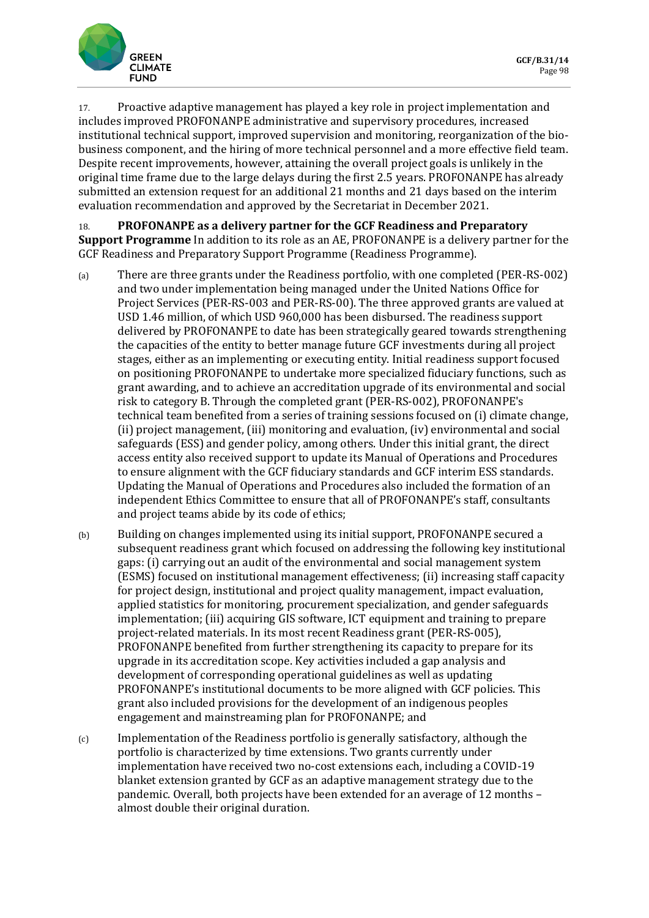17. Proactive adaptive management has played a key role in project implementation and includes improved PROFONANPE administrative and supervisory procedures, increased institutional technical support, improved supervision and monitoring, reorganization of the bio-business component, and the hiring of more technical personnel and a more effective field team. Despite recent improvements, however, attaining the overall project goals is unlikely in the original time frame due to the large delays during the first 2.5 years. PROFONANPE has already submitted an extension request for an additional 21 months and 21 days based on the interim evaluation recommendation and approved by the Secretariat in December 2021.

18. **PROFONANPE as a delivery partner for the GCF Readiness and Preparatory Support Programme** In addition to its role as an AE, PROFONANPE is a delivery partner for the GCF Readiness and Preparatory Support Programme (Readiness Programme).

(a) There are three grants under the Readiness portfolio, with one completed (PER-RS-002) and two under implementation being managed under the United Nations Office for Project Services (PER-RS-003 and PER-RS-00). The three approved grants are valued at USD 1.46 million, of which USD 960,000 has been disbursed. The readiness support delivered by PROFONANPE to date has been strategically geared towards strengthening the capacities of the entity to better manage future GCF investments during all project stages, either as an implementing or executing entity. Initial readiness support focused on positioning PROFONANPE to undertake more specialized fiduciary functions, such as grant awarding, and to achieve an accreditation upgrade of its environmental and social risk to category B. Through the completed grant (PER-RS-002), PROFONANPE's technical team benefited from a series of training sessions focused on (i) climate change, (ii) project management, (iii) monitoring and evaluation, (iv) environmental and social safeguards (ESS) and gender policy, among others. Under this initial grant, the direct access entity also received support to update its Manual of Operations and Procedures to ensure alignment with the GCF fiduciary standards and GCF interim ESS standards. Updating the Manual of Operations and Procedures also included the formation of an independent Ethics Committee to ensure that all of PROFONANPE's staff, consultants and project teams abide by its code of ethics;

(b) Building on changes implemented using its initial support, PROFONANPE secured a subsequent readiness grant which focused on addressing the following key institutional gaps: (i) carrying out an audit of the environmental and social management system (ESMS) focused on institutional management effectiveness; (ii) increasing staff capacity for project design, institutional and project quality management, impact evaluation, applied statistics for monitoring, procurement specialization, and gender safeguards implementation; (iii) acquiring GIS software, ICT equipment and training to prepare project-related materials. In its most recent Readiness grant (PER-RS-005), PROFONANPE benefited from further strengthening its capacity to prepare for its upgrade in its accreditation scope. Key activities included a gap analysis and development of corresponding operational guidelines as well as updating PROFONANPE's institutional documents to be more aligned with GCF policies. This grant also included provisions for the development of an indigenous peoples engagement and mainstreaming plan for PROFONANPE; and

(c) Implementation of the Readiness portfolio is generally satisfactory, although the portfolio is characterized by time extensions. Two grants currently under implementation have received two no-cost extensions each, including a COVID-19 blanket extension granted by GCF as an adaptive management strategy due to the pandemic. Overall, both projects have been extended for an average of 12 months – almost double their original duration.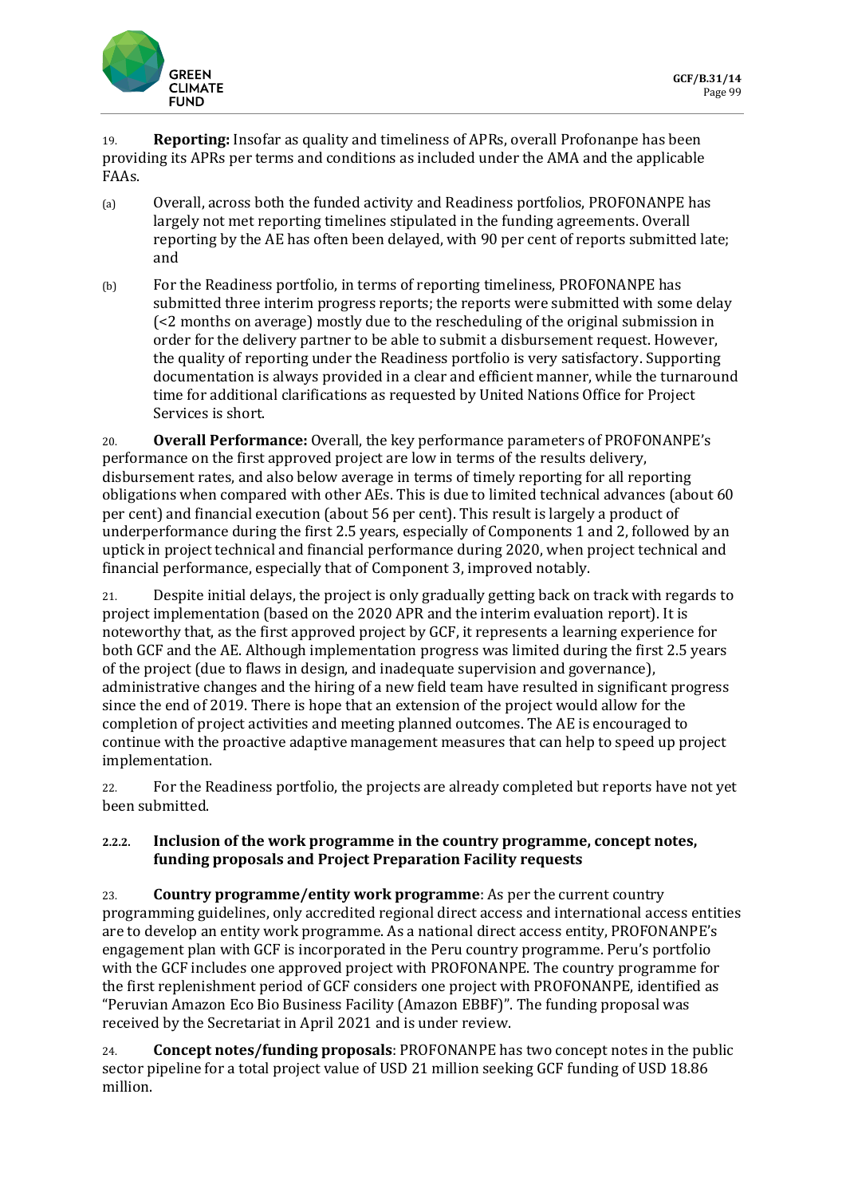19. **Reporting:** Insofar as quality and timeliness of APRs, overall Profonanpe has been providing its APRs per terms and conditions as included under the AMA and the applicable FAAs.

(a) Overall, across both the funded activity and Readiness portfolios, PROFONANPE has largely not met reporting timelines stipulated in the funding agreements. Overall reporting by the AE has often been delayed, with 90 per cent of reports submitted late; and

(b) For the Readiness portfolio, in terms of reporting timeliness, PROFONANPE has submitted three interim progress reports; the reports were submitted with some delay (<2 months on average) mostly due to the rescheduling of the original submission in order for the delivery partner to be able to submit a disbursement request. However, the quality of reporting under the Readiness portfolio is very satisfactory. Supporting documentation is always provided in a clear and efficient manner, while the turnaround time for additional clarifications as requested by United Nations Office for Project Services is short.

20. **Overall Performance:** Overall, the key performance parameters of PROFONANPE's performance on the first approved project are low in terms of the results delivery, disbursement rates, and also below average in terms of timely reporting for all reporting obligations when compared with other AEs. This is due to limited technical advances (about 60 per cent) and financial execution (about 56 per cent). This result is largely a product of underperformance during the first 2.5 years, especially of Components 1 and 2, followed by an uptick in project technical and financial performance during 2020, when project technical and financial performance, especially that of Component 3, improved notably.

21. Despite initial delays, the project is only gradually getting back on track with regards to project implementation (based on the 2020 APR and the interim evaluation report). It is noteworthy that, as the first approved project by GCF, it represents a learning experience for both GCF and the AE. Although implementation progress was limited during the first 2.5 years of the project (due to flaws in design, and inadequate supervision and governance), administrative changes and the hiring of a new field team have resulted in significant progress since the end of 2019. There is hope that an extension of the project would allow for the completion of project activities and meeting planned outcomes. The AE is encouraged to continue with the proactive adaptive management measures that can help to speed up project implementation.

22. For the Readiness portfolio, the projects are already completed but reports have not yet been submitted.

#### 2.2.2. Inclusion of the work programme in the country programme, concept notes, funding proposals and Project Preparation Facility requests

23. **Country programme/entity work programme**: As per the current country programming guidelines, only accredited regional direct access and international access entities are to develop an entity work programme. As a national direct access entity, PROFONANPE's engagement plan with GCF is incorporated in the Peru country programme. Peru's portfolio with the GCF includes one approved project with PROFONANPE. The country programme for the first replenishment period of GCF considers one project with PROFONANPE, identified as "Peruvian Amazon Eco Bio Business Facility (Amazon EBBF)". The funding proposal was received by the Secretariat in April 2021 and is under review.

24. **Concept notes/funding proposals**: PROFONANPE has two concept notes in the public sector pipeline for a total project value of USD 21 million seeking GCF funding of USD 18.86 million.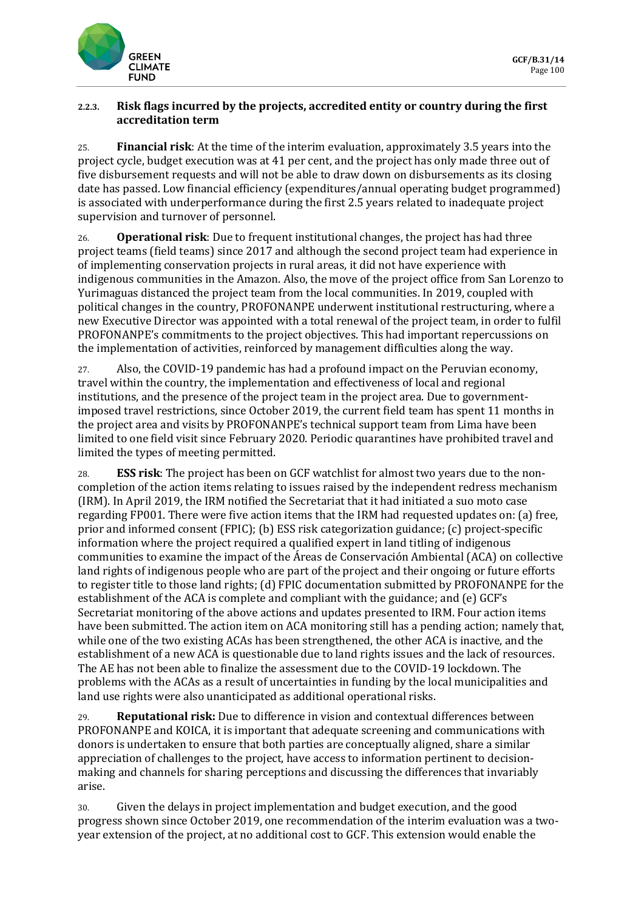#### 2.2.3. Risk flags incurred by the projects, accredited entity or country during the first accreditation term

25. **Financial risk**: At the time of the interim evaluation, approximately 3.5 years into the project cycle, budget execution was at 41 per cent, and the project has only made three out of five disbursement requests and will not be able to draw down on disbursements as its closing date has passed. Low financial efficiency (expenditures/annual operating budget programmed) is associated with underperformance during the first 2.5 years related to inadequate project supervision and turnover of personnel.

26. **Operational risk**: Due to frequent institutional changes, the project has had three project teams (field teams) since 2017 and although the second project team had experience in of implementing conservation projects in rural areas, it did not have experience with indigenous communities in the Amazon. Also, the move of the project office from San Lorenzo to Yurimaguas distanced the project team from the local communities. In 2019, coupled with political changes in the country, PROFONANPE underwent institutional restructuring, where a new Executive Director was appointed with a total renewal of the project team, in order to fulfil PROFONANPE's commitments to the project objectives. This had important repercussions on the implementation of activities, reinforced by management difficulties along the way.

27. Also, the COVID-19 pandemic has had a profound impact on the Peruvian economy, travel within the country, the implementation and effectiveness of local and regional institutions, and the presence of the project team in the project area. Due to government-imposed travel restrictions, since October 2019, the current field team has spent 11 months in the project area and visits by PROFONANPE's technical support team from Lima have been limited to one field visit since February 2020. Periodic quarantines have prohibited travel and limited the types of meeting permitted.

28. **ESS risk**: The project has been on GCF watchlist for almost two years due to the non-completion of the action items relating to issues raised by the independent redress mechanism (IRM). In April 2019, the IRM notified the Secretariat that it had initiated a suo moto case regarding FP001. There were five action items that the IRM had requested updates on: (a) free, prior and informed consent (FPIC); (b) ESS risk categorization guidance; (c) project-specific information where the project required a qualified expert in land titling of indigenous communities to examine the impact of the Áreas de Conservación Ambiental (ACA) on collective land rights of indigenous people who are part of the project and their ongoing or future efforts to register title to those land rights; (d) FPIC documentation submitted by PROFONANPE for the establishment of the ACA is complete and compliant with the guidance; and (e) GCF's Secretariat monitoring of the above actions and updates presented to IRM. Four action items have been submitted. The action item on ACA monitoring still has a pending action; namely that, while one of the two existing ACAs has been strengthened, the other ACA is inactive, and the establishment of a new ACA is questionable due to land rights issues and the lack of resources. The AE has not been able to finalize the assessment due to the COVID-19 lockdown. The problems with the ACAs as a result of uncertainties in funding by the local municipalities and land use rights were also unanticipated as additional operational risks.

29. **Reputational risk:** Due to difference in vision and contextual differences between PROFONANPE and KOICA, it is important that adequate screening and communications with donors is undertaken to ensure that both parties are conceptually aligned, share a similar appreciation of challenges to the project, have access to information pertinent to decision-making and channels for sharing perceptions and discussing the differences that invariably arise.

30. Given the delays in project implementation and budget execution, and the good progress shown since October 2019, one recommendation of the interim evaluation was a two-year extension of the project, at no additional cost to GCF. This extension would enable the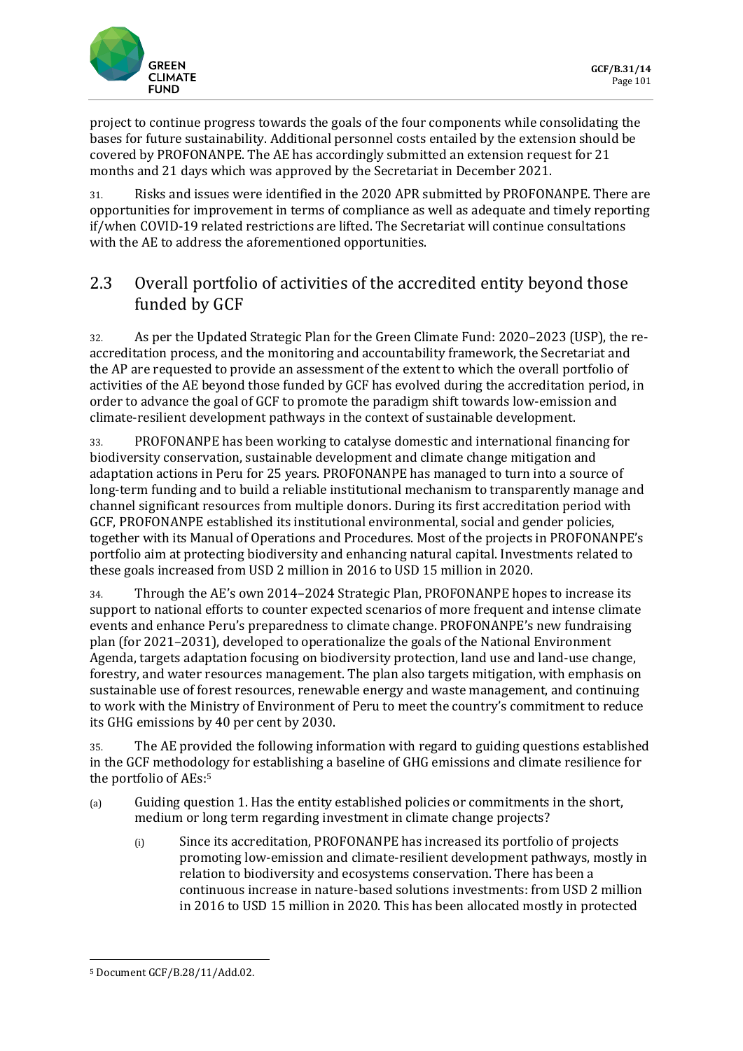project to continue progress towards the goals of the four components while consolidating the bases for future sustainability. Additional personnel costs entailed by the extension should be covered by PROFONANPE. The AE has accordingly submitted an extension request for 21 months and 21 days which was approved by the Secretariat in December 2021.

31. Risks and issues were identified in the 2020 APR submitted by PROFONANPE. There are opportunities for improvement in terms of compliance as well as adequate and timely reporting if/when COVID-19 related restrictions are lifted. The Secretariat will continue consultations with the AE to address the aforementioned opportunities.

## 2.3 Overall portfolio of activities of the accredited entity beyond those funded by GCF

32. As per the Updated Strategic Plan for the Green Climate Fund: 2020–2023 (USP), the re-accreditation process, and the monitoring and accountability framework, the Secretariat and the AP are requested to provide an assessment of the extent to which the overall portfolio of activities of the AE beyond those funded by GCF has evolved during the accreditation period, in order to advance the goal of GCF to promote the paradigm shift towards low-emission and climate-resilient development pathways in the context of sustainable development.

33. PROFONANPE has been working to catalyse domestic and international financing for biodiversity conservation, sustainable development and climate change mitigation and adaptation actions in Peru for 25 years. PROFONANPE has managed to turn into a source of long-term funding and to build a reliable institutional mechanism to transparently manage and channel significant resources from multiple donors. During its first accreditation period with GCF, PROFONANPE established its institutional environmental, social and gender policies, together with its Manual of Operations and Procedures. Most of the projects in PROFONANPE's portfolio aim at protecting biodiversity and enhancing natural capital. Investments related to these goals increased from USD 2 million in 2016 to USD 15 million in 2020.

34. Through the AE's own 2014–2024 Strategic Plan, PROFONANPE hopes to increase its support to national efforts to counter expected scenarios of more frequent and intense climate events and enhance Peru's preparedness to climate change. PROFONANPE's new fundraising plan (for 2021–2031), developed to operationalize the goals of the National Environment Agenda, targets adaptation focusing on biodiversity protection, land use and land-use change, forestry, and water resources management. The plan also targets mitigation, with emphasis on sustainable use of forest resources, renewable energy and waste management, and continuing to work with the Ministry of Environment of Peru to meet the country's commitment to reduce its GHG emissions by 40 per cent by 2030.

35. The AE provided the following information with regard to guiding questions established in the GCF methodology for establishing a baseline of GHG emissions and climate resilience for the portfolio of AEs:[5]

(a) Guiding question 1. Has the entity established policies or commitments in the short, medium or long term regarding investment in climate change projects?

   (i) Since its accreditation, PROFONANPE has increased its portfolio of projects promoting low-emission and climate-resilient development pathways, mostly in relation to biodiversity and ecosystems conservation. There has been a continuous increase in nature-based solutions investments: from USD 2 million in 2016 to USD 15 million in 2020. This has been allocated mostly in protected

[5] Document GCF/B.28/11/Add.02.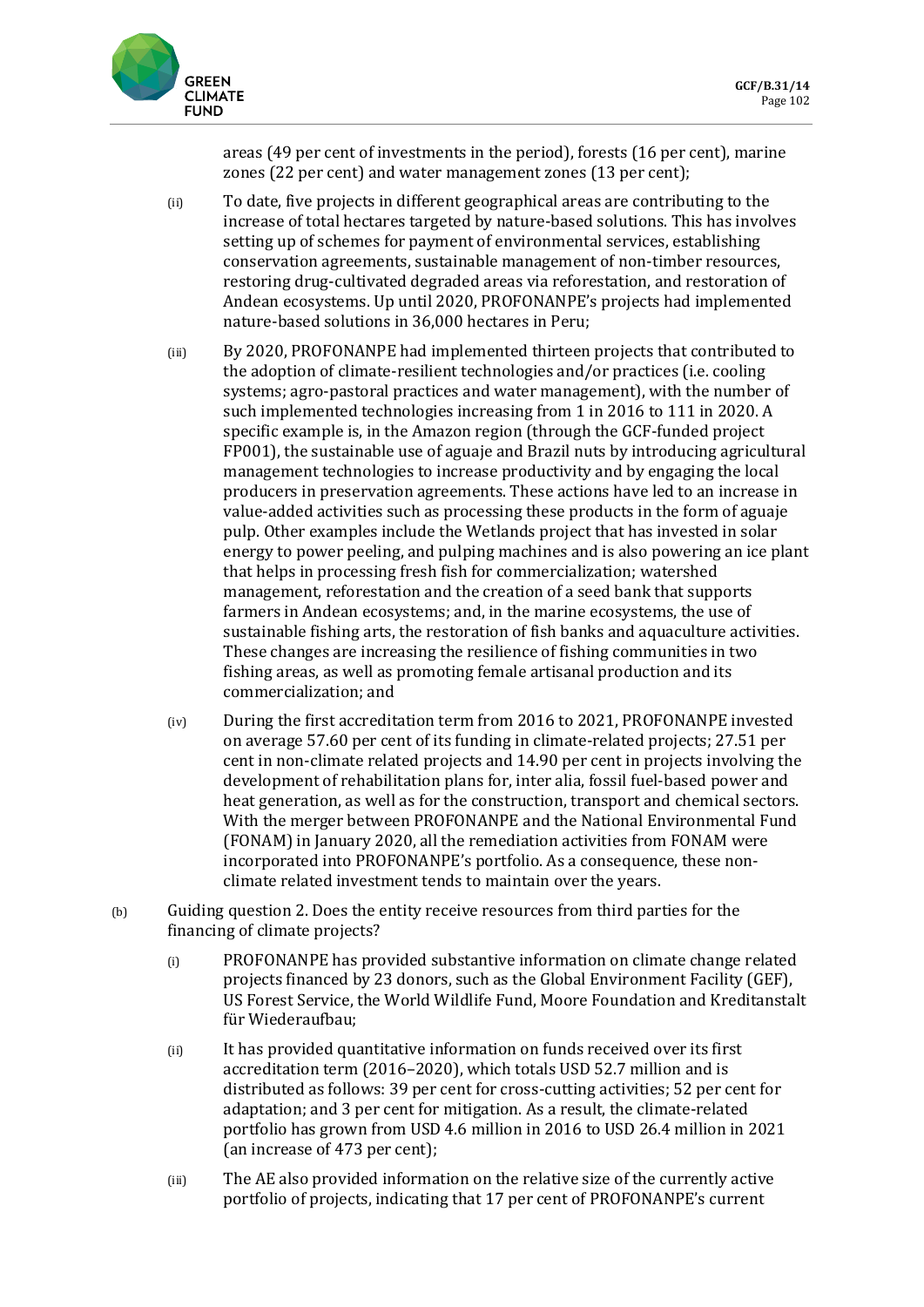areas (49 per cent of investments in the period), forests (16 per cent), marine zones (22 per cent) and water management zones (13 per cent);

(ii) To date, five projects in different geographical areas are contributing to the increase of total hectares targeted by nature-based solutions. This has involves setting up of schemes for payment of environmental services, establishing conservation agreements, sustainable management of non-timber resources, restoring drug-cultivated degraded areas via reforestation, and restoration of Andean ecosystems. Up until 2020, PROFONANPE's projects had implemented nature-based solutions in 36,000 hectares in Peru;

(iii) By 2020, PROFONANPE had implemented thirteen projects that contributed to the adoption of climate-resilient technologies and/or practices (i.e. cooling systems; agro-pastoral practices and water management), with the number of such implemented technologies increasing from 1 in 2016 to 111 in 2020. A specific example is, in the Amazon region (through the GCF-funded project FP001), the sustainable use of aguaje and Brazil nuts by introducing agricultural management technologies to increase productivity and by engaging the local producers in preservation agreements. These actions have led to an increase in value-added activities such as processing these products in the form of aguaje pulp. Other examples include the Wetlands project that has invested in solar energy to power peeling, and pulping machines and is also powering an ice plant that helps in processing fresh fish for commercialization; watershed management, reforestation and the creation of a seed bank that supports farmers in Andean ecosystems; and, in the marine ecosystems, the use of sustainable fishing arts, the restoration of fish banks and aquaculture activities. These changes are increasing the resilience of fishing communities in two fishing areas, as well as promoting female artisanal production and its commercialization; and

(iv) During the first accreditation term from 2016 to 2021, PROFONANPE invested on average 57.60 per cent of its funding in climate-related projects; 27.51 per cent in non-climate related projects and 14.90 per cent in projects involving the development of rehabilitation plans for, inter alia, fossil fuel-based power and heat generation, as well as for the construction, transport and chemical sectors. With the merger between PROFONANPE and the National Environmental Fund (FONAM) in January 2020, all the remediation activities from FONAM were incorporated into PROFONANPE's portfolio. As a consequence, these non-climate related investment tends to maintain over the years.

(b) Guiding question 2. Does the entity receive resources from third parties for the financing of climate projects?

(i) PROFONANPE has provided substantive information on climate change related projects financed by 23 donors, such as the Global Environment Facility (GEF), US Forest Service, the World Wildlife Fund, Moore Foundation and Kreditanstalt für Wiederaufbau;

(ii) It has provided quantitative information on funds received over its first accreditation term (2016–2020), which totals USD 52.7 million and is distributed as follows: 39 per cent for cross-cutting activities; 52 per cent for adaptation; and 3 per cent for mitigation. As a result, the climate-related portfolio has grown from USD 4.6 million in 2016 to USD 26.4 million in 2021 (an increase of 473 per cent);

(iii) The AE also provided information on the relative size of the currently active portfolio of projects, indicating that 17 per cent of PROFONANPE's current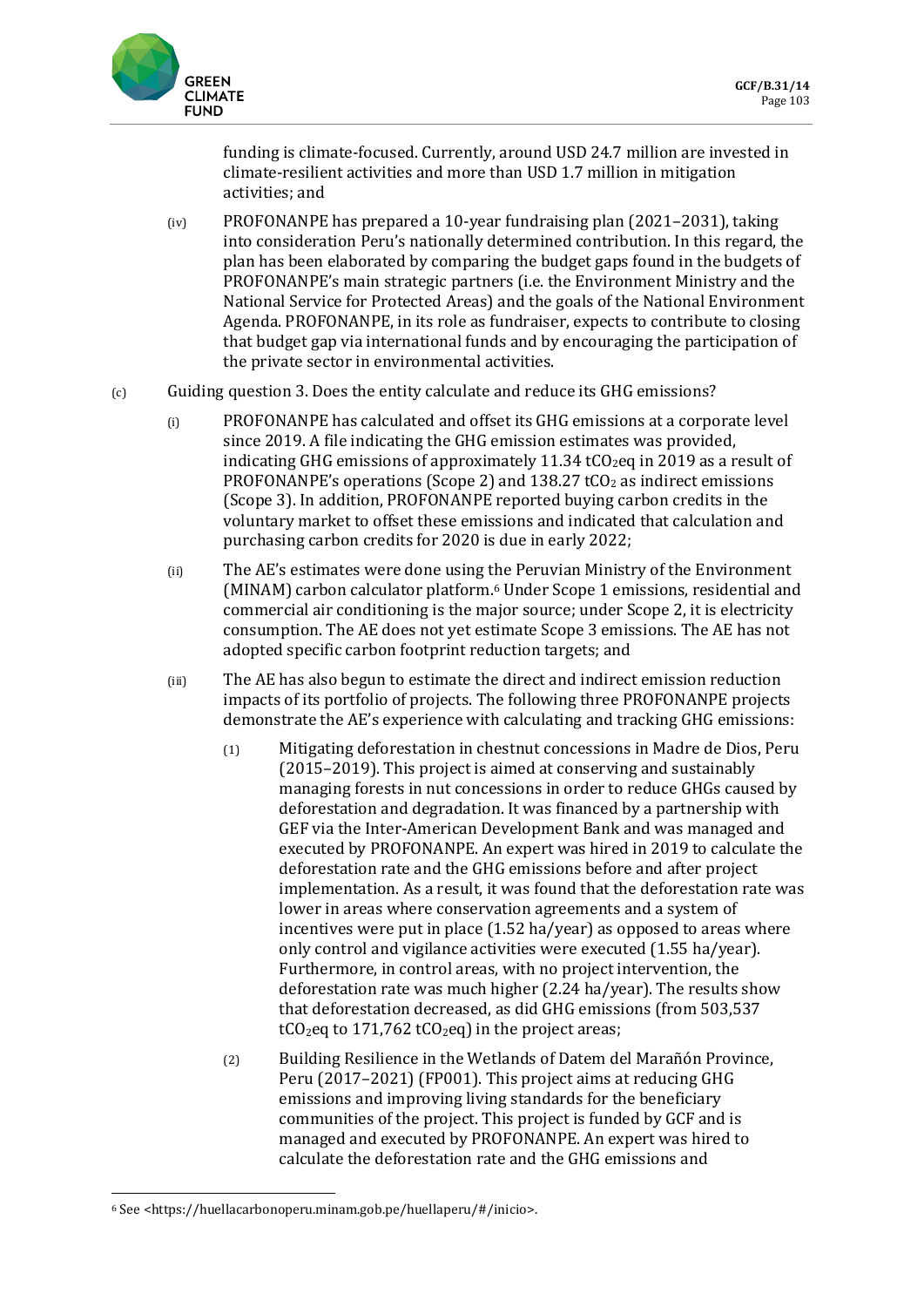funding is climate-focused. Currently, around USD 24.7 million are invested in climate-resilient activities and more than USD 1.7 million in mitigation activities; and

(iv) PROFONANPE has prepared a 10-year fundraising plan (2021–2031), taking into consideration Peru's nationally determined contribution. In this regard, the plan has been elaborated by comparing the budget gaps found in the budgets of PROFONANPE's main strategic partners (i.e. the Environment Ministry and the National Service for Protected Areas) and the goals of the National Environment Agenda. PROFONANPE, in its role as fundraiser, expects to contribute to closing that budget gap via international funds and by encouraging the participation of the private sector in environmental activities.

(c) Guiding question 3. Does the entity calculate and reduce its GHG emissions?

(i) PROFONANPE has calculated and offset its GHG emissions at a corporate level since 2019. A file indicating the GHG emission estimates was provided, indicating GHG emissions of approximately 11.34 $tCO_2eq$ in 2019 as a result of PROFONANPE's operations (Scope 2) and 138.27 $tCO_2$ as indirect emissions (Scope 3). In addition, PROFONANPE reported buying carbon credits in the voluntary market to offset these emissions and indicated that calculation and purchasing carbon credits for 2020 is due in early 2022;

(ii) The AE's estimates were done using the Peruvian Ministry of the Environment (MINAM) carbon calculator platform.[6] Under Scope 1 emissions, residential and commercial air conditioning is the major source; under Scope 2, it is electricity consumption. The AE does not yet estimate Scope 3 emissions. The AE has not adopted specific carbon footprint reduction targets; and

(iii) The AE has also begun to estimate the direct and indirect emission reduction impacts of its portfolio of projects. The following three PROFONANPE projects demonstrate the AE's experience with calculating and tracking GHG emissions:

(1) Mitigating deforestation in chestnut concessions in Madre de Dios, Peru (2015–2019). This project is aimed at conserving and sustainably managing forests in nut concessions in order to reduce GHGs caused by deforestation and degradation. It was financed by a partnership with GEF via the Inter-American Development Bank and was managed and executed by PROFONANPE. An expert was hired in 2019 to calculate the deforestation rate and the GHG emissions before and after project implementation. As a result, it was found that the deforestation rate was lower in areas where conservation agreements and a system of incentives were put in place (1.52 ha/year) as opposed to areas where only control and vigilance activities were executed (1.55 ha/year). Furthermore, in control areas, with no project intervention, the deforestation rate was much higher (2.24 ha/year). The results show that deforestation decreased, as did GHG emissions (from 503,537 $tCO_2eq$ to 171,762 $tCO_2eq$) in the project areas;

(2) Building Resilience in the Wetlands of Datem del Marañón Province, Peru (2017–2021) (FP001). This project aims at reducing GHG emissions and improving living standards for the beneficiary communities of the project. This project is funded by GCF and is managed and executed by PROFONANPE. An expert was hired to calculate the deforestation rate and the GHG emissions and

[6] See <https://huellacarbonoperu.minam.gob.pe/huellaperu/#/inicio>.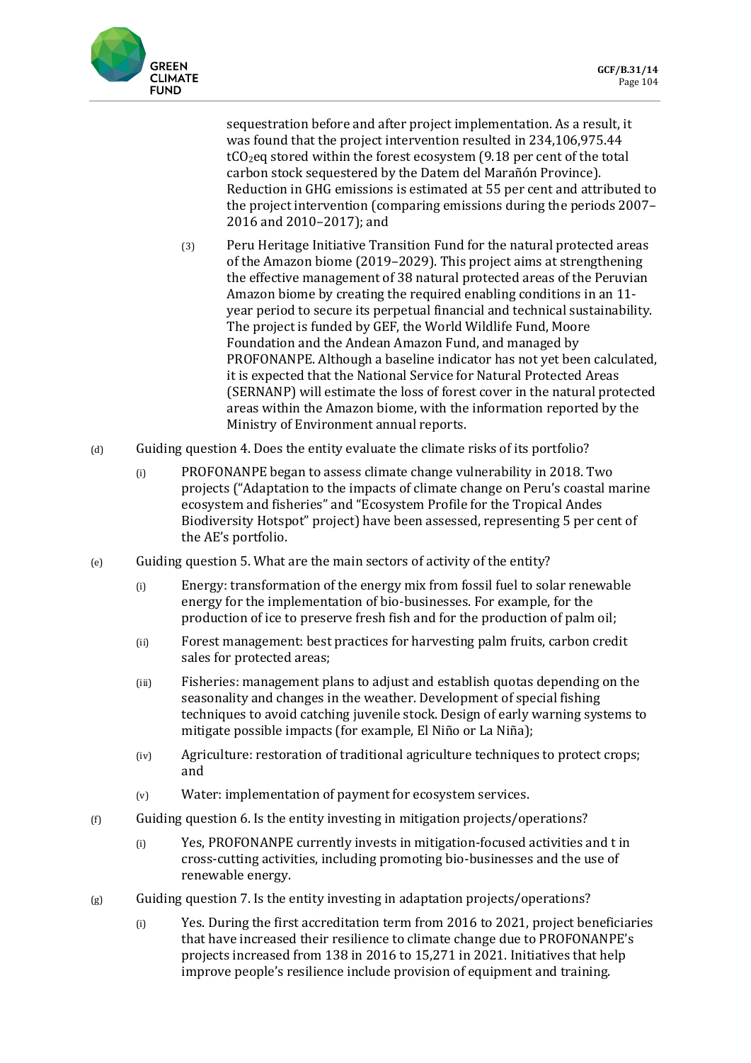sequestration before and after project implementation. As a result, it was found that the project intervention resulted in 234,106,975.44 $tCO_2eq$ stored within the forest ecosystem (9.18 per cent of the total carbon stock sequestered by the Datem del Marañón Province). Reduction in GHG emissions is estimated at 55 per cent and attributed to the project intervention (comparing emissions during the periods 2007–2016 and 2010–2017); and

(3) Peru Heritage Initiative Transition Fund for the natural protected areas of the Amazon biome (2019–2029). This project aims at strengthening the effective management of 38 natural protected areas of the Peruvian Amazon biome by creating the required enabling conditions in an 11-year period to secure its perpetual financial and technical sustainability. The project is funded by GEF, the World Wildlife Fund, Moore Foundation and the Andean Amazon Fund, and managed by PROFONANPE. Although a baseline indicator has not yet been calculated, it is expected that the National Service for Natural Protected Areas (SERNANP) will estimate the loss of forest cover in the natural protected areas within the Amazon biome, with the information reported by the Ministry of Environment annual reports.

(d) Guiding question 4. Does the entity evaluate the climate risks of its portfolio?

(i) PROFONANPE began to assess climate change vulnerability in 2018. Two projects ("Adaptation to the impacts of climate change on Peru's coastal marine ecosystem and fisheries" and "Ecosystem Profile for the Tropical Andes Biodiversity Hotspot" project) have been assessed, representing 5 per cent of the AE's portfolio.

(e) Guiding question 5. What are the main sectors of activity of the entity?

(i) Energy: transformation of the energy mix from fossil fuel to solar renewable energy for the implementation of bio-businesses. For example, for the production of ice to preserve fresh fish and for the production of palm oil;

(ii) Forest management: best practices for harvesting palm fruits, carbon credit sales for protected areas;

(iii) Fisheries: management plans to adjust and establish quotas depending on the seasonality and changes in the weather. Development of special fishing techniques to avoid catching juvenile stock. Design of early warning systems to mitigate possible impacts (for example, El Niño or La Niña);

(iv) Agriculture: restoration of traditional agriculture techniques to protect crops; and

(v) Water: implementation of payment for ecosystem services.

(f) Guiding question 6. Is the entity investing in mitigation projects/operations?

(i) Yes, PROFONANPE currently invests in mitigation-focused activities and t in cross-cutting activities, including promoting bio-businesses and the use of renewable energy.

(g) Guiding question 7. Is the entity investing in adaptation projects/operations?

(i) Yes. During the first accreditation term from 2016 to 2021, project beneficiaries that have increased their resilience to climate change due to PROFONANPE's projects increased from 138 in 2016 to 15,271 in 2021. Initiatives that help improve people's resilience include provision of equipment and training.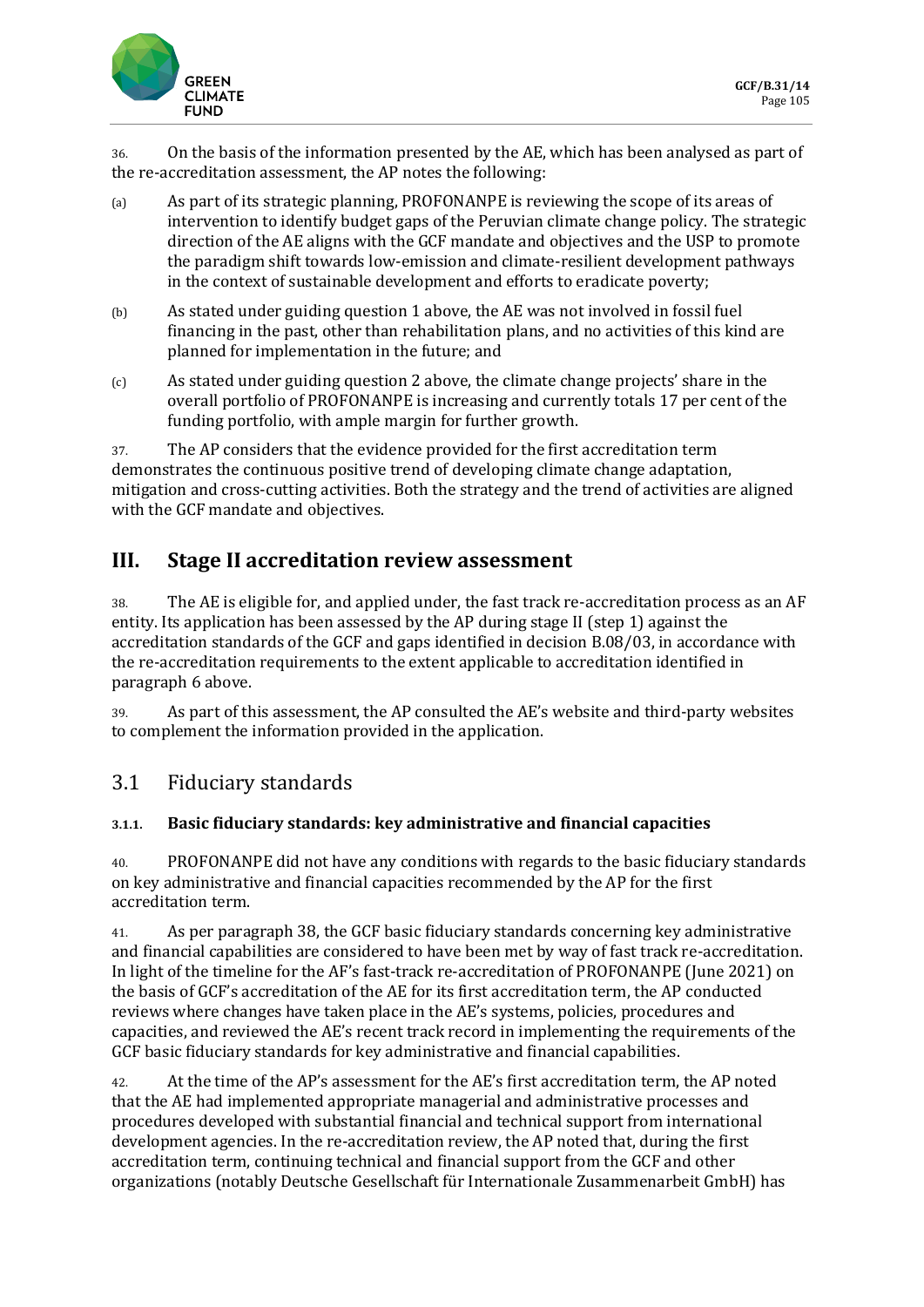36. On the basis of the information presented by the AE, which has been analysed as part of the re-accreditation assessment, the AP notes the following:

(a) As part of its strategic planning, PROFONANPE is reviewing the scope of its areas of intervention to identify budget gaps of the Peruvian climate change policy. The strategic direction of the AE aligns with the GCF mandate and objectives and the USP to promote the paradigm shift towards low-emission and climate-resilient development pathways in the context of sustainable development and efforts to eradicate poverty;

(b) As stated under guiding question 1 above, the AE was not involved in fossil fuel financing in the past, other than rehabilitation plans, and no activities of this kind are planned for implementation in the future; and

(c) As stated under guiding question 2 above, the climate change projects' share in the overall portfolio of PROFONANPE is increasing and currently totals 17 per cent of the funding portfolio, with ample margin for further growth.

37. The AP considers that the evidence provided for the first accreditation term demonstrates the continuous positive trend of developing climate change adaptation, mitigation and cross-cutting activities. Both the strategy and the trend of activities are aligned with the GCF mandate and objectives.

# III. Stage II accreditation review assessment

38. The AE is eligible for, and applied under, the fast track re-accreditation process as an AF entity. Its application has been assessed by the AP during stage II (step 1) against the accreditation standards of the GCF and gaps identified in decision B.08/03, in accordance with the re-accreditation requirements to the extent applicable to accreditation identified in paragraph 6 above.

39. As part of this assessment, the AP consulted the AE's website and third-party websites to complement the information provided in the application.

## 3.1 Fiduciary standards

### 3.1.1. Basic fiduciary standards: key administrative and financial capacities

40. PROFONANPE did not have any conditions with regards to the basic fiduciary standards on key administrative and financial capacities recommended by the AP for the first accreditation term.

41. As per paragraph 38, the GCF basic fiduciary standards concerning key administrative and financial capabilities are considered to have been met by way of fast track re-accreditation. In light of the timeline for the AF's fast-track re-accreditation of PROFONANPE (June 2021) on the basis of GCF's accreditation of the AE for its first accreditation term, the AP conducted reviews where changes have taken place in the AE's systems, policies, procedures and capacities, and reviewed the AE's recent track record in implementing the requirements of the GCF basic fiduciary standards for key administrative and financial capabilities.

42. At the time of the AP's assessment for the AE's first accreditation term, the AP noted that the AE had implemented appropriate managerial and administrative processes and procedures developed with substantial financial and technical support from international development agencies. In the re-accreditation review, the AP noted that, during the first accreditation term, continuing technical and financial support from the GCF and other organizations (notably Deutsche Gesellschaft für Internationale Zusammenarbeit GmbH) has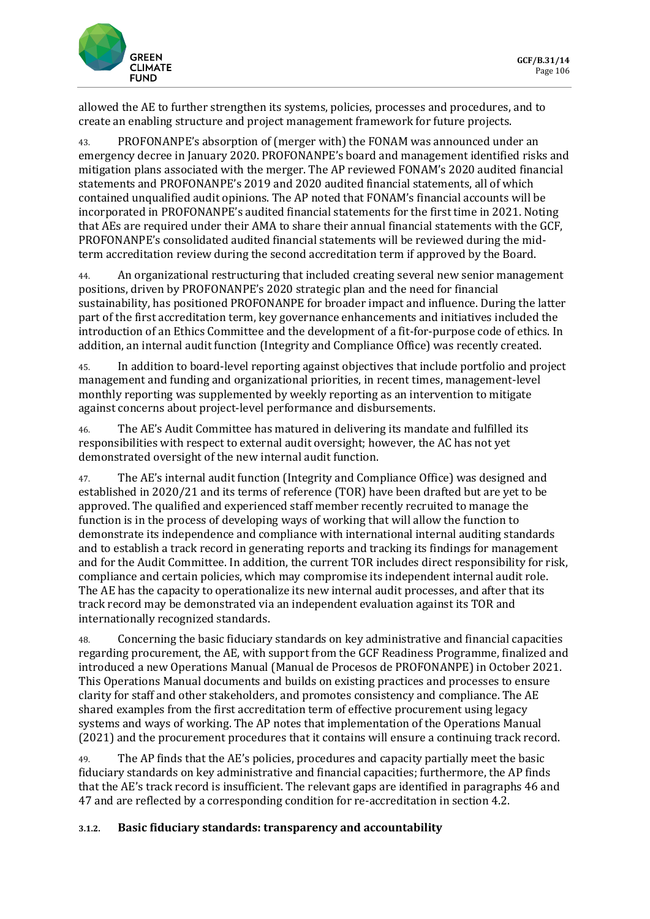allowed the AE to further strengthen its systems, policies, processes and procedures, and to create an enabling structure and project management framework for future projects.

43. PROFONANPE's absorption of (merger with) the FONAM was announced under an emergency decree in January 2020. PROFONANPE's board and management identified risks and mitigation plans associated with the merger. The AP reviewed FONAM's 2020 audited financial statements and PROFONANPE's 2019 and 2020 audited financial statements, all of which contained unqualified audit opinions. The AP noted that FONAM's financial accounts will be incorporated in PROFONANPE's audited financial statements for the first time in 2021. Noting that AEs are required under their AMA to share their annual financial statements with the GCF, PROFONANPE's consolidated audited financial statements will be reviewed during the mid-term accreditation review during the second accreditation term if approved by the Board.

44. An organizational restructuring that included creating several new senior management positions, driven by PROFONANPE's 2020 strategic plan and the need for financial sustainability, has positioned PROFONANPE for broader impact and influence. During the latter part of the first accreditation term, key governance enhancements and initiatives included the introduction of an Ethics Committee and the development of a fit-for-purpose code of ethics. In addition, an internal audit function (Integrity and Compliance Office) was recently created.

45. In addition to board-level reporting against objectives that include portfolio and project management and funding and organizational priorities, in recent times, management-level monthly reporting was supplemented by weekly reporting as an intervention to mitigate against concerns about project-level performance and disbursements.

46. The AE's Audit Committee has matured in delivering its mandate and fulfilled its responsibilities with respect to external audit oversight; however, the AC has not yet demonstrated oversight of the new internal audit function.

47. The AE's internal audit function (Integrity and Compliance Office) was designed and established in 2020/21 and its terms of reference (TOR) have been drafted but are yet to be approved. The qualified and experienced staff member recently recruited to manage the function is in the process of developing ways of working that will allow the function to demonstrate its independence and compliance with international internal auditing standards and to establish a track record in generating reports and tracking its findings for management and for the Audit Committee. In addition, the current TOR includes direct responsibility for risk, compliance and certain policies, which may compromise its independent internal audit role. The AE has the capacity to operationalize its new internal audit processes, and after that its track record may be demonstrated via an independent evaluation against its TOR and internationally recognized standards.

48. Concerning the basic fiduciary standards on key administrative and financial capacities regarding procurement, the AE, with support from the GCF Readiness Programme, finalized and introduced a new Operations Manual (Manual de Procesos de PROFONANPE) in October 2021. This Operations Manual documents and builds on existing practices and processes to ensure clarity for staff and other stakeholders, and promotes consistency and compliance. The AE shared examples from the first accreditation term of effective procurement using legacy systems and ways of working. The AP notes that implementation of the Operations Manual (2021) and the procurement procedures that it contains will ensure a continuing track record.

49. The AP finds that the AE's policies, procedures and capacity partially meet the basic fiduciary standards on key administrative and financial capacities; furthermore, the AP finds that the AE's track record is insufficient. The relevant gaps are identified in paragraphs 46 and 47 and are reflected by a corresponding condition for re-accreditation in section 4.2.

#### 3.1.2. Basic fiduciary standards: transparency and accountability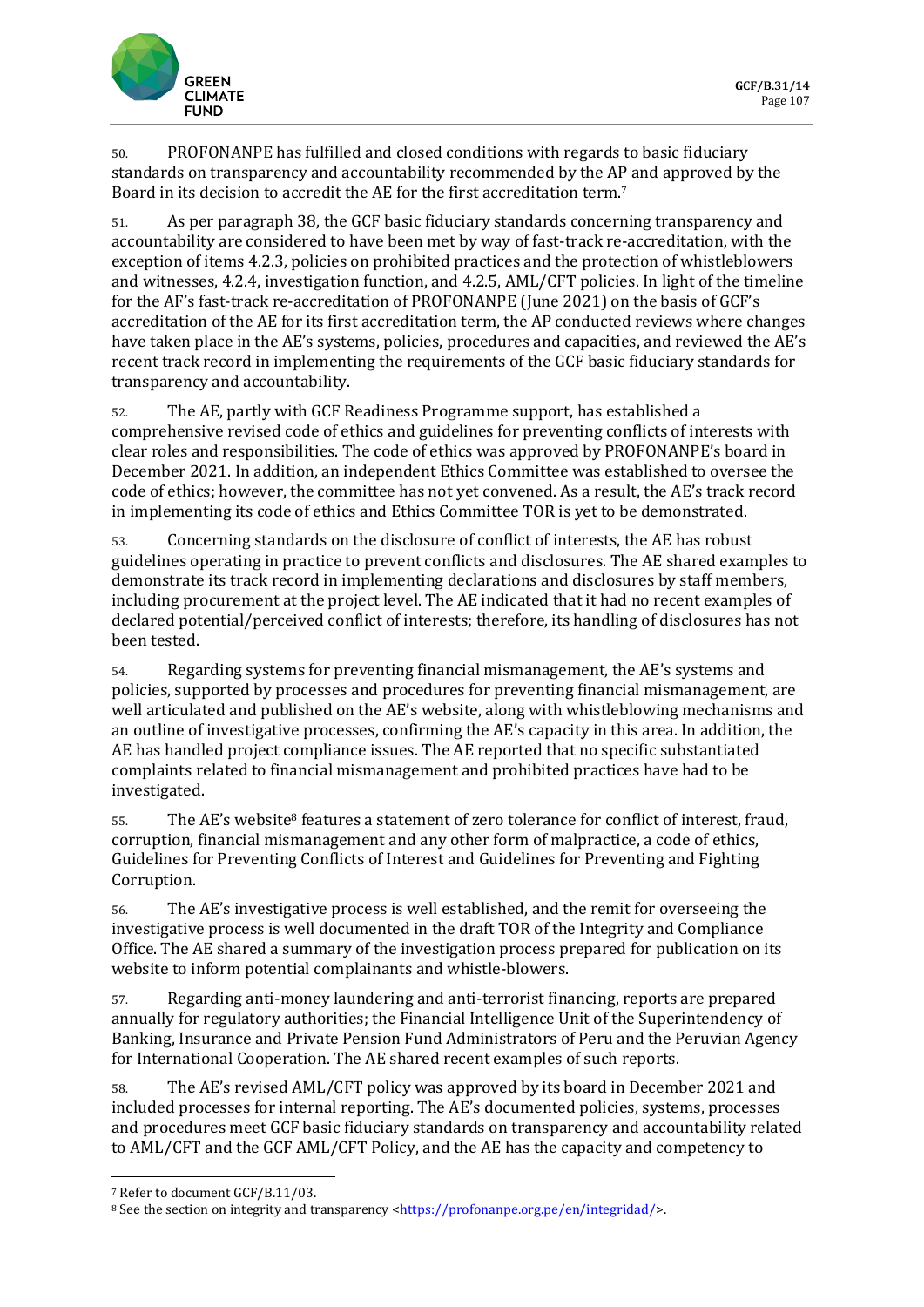50. PROFONANPE has fulfilled and closed conditions with regards to basic fiduciary standards on transparency and accountability recommended by the AP and approved by the Board in its decision to accredit the AE for the first accreditation term.[7]

51. As per paragraph 38, the GCF basic fiduciary standards concerning transparency and accountability are considered to have been met by way of fast-track re-accreditation, with the exception of items 4.2.3, policies on prohibited practices and the protection of whistleblowers and witnesses, 4.2.4, investigation function, and 4.2.5, AML/CFT policies. In light of the timeline for the AF's fast-track re-accreditation of PROFONANPE (June 2021) on the basis of GCF's accreditation of the AE for its first accreditation term, the AP conducted reviews where changes have taken place in the AE's systems, policies, procedures and capacities, and reviewed the AE's recent track record in implementing the requirements of the GCF basic fiduciary standards for transparency and accountability.

52. The AE, partly with GCF Readiness Programme support, has established a comprehensive revised code of ethics and guidelines for preventing conflicts of interests with clear roles and responsibilities. The code of ethics was approved by PROFONANPE's board in December 2021. In addition, an independent Ethics Committee was established to oversee the code of ethics; however, the committee has not yet convened. As a result, the AE's track record in implementing its code of ethics and Ethics Committee TOR is yet to be demonstrated.

53. Concerning standards on the disclosure of conflict of interests, the AE has robust guidelines operating in practice to prevent conflicts and disclosures. The AE shared examples to demonstrate its track record in implementing declarations and disclosures by staff members, including procurement at the project level. The AE indicated that it had no recent examples of declared potential/perceived conflict of interests; therefore, its handling of disclosures has not been tested.

54. Regarding systems for preventing financial mismanagement, the AE's systems and policies, supported by processes and procedures for preventing financial mismanagement, are well articulated and published on the AE's website, along with whistleblowing mechanisms and an outline of investigative processes, confirming the AE's capacity in this area. In addition, the AE has handled project compliance issues. The AE reported that no specific substantiated complaints related to financial mismanagement and prohibited practices have had to be investigated.

55. The AE's website[8] features a statement of zero tolerance for conflict of interest, fraud, corruption, financial mismanagement and any other form of malpractice, a code of ethics, Guidelines for Preventing Conflicts of Interest and Guidelines for Preventing and Fighting Corruption.

56. The AE's investigative process is well established, and the remit for overseeing the investigative process is well documented in the draft TOR of the Integrity and Compliance Office. The AE shared a summary of the investigation process prepared for publication on its website to inform potential complainants and whistle-blowers.

57. Regarding anti-money laundering and anti-terrorist financing, reports are prepared annually for regulatory authorities; the Financial Intelligence Unit of the Superintendency of Banking, Insurance and Private Pension Fund Administrators of Peru and the Peruvian Agency for International Cooperation. The AE shared recent examples of such reports.

58. The AE's revised AML/CFT policy was approved by its board in December 2021 and included processes for internal reporting. The AE's documented policies, systems, processes and procedures meet GCF basic fiduciary standards on transparency and accountability related to AML/CFT and the GCF AML/CFT Policy, and the AE has the capacity and competency to

---

[7] Refer to document GCF/B.11/03.

[8] See the section on integrity and transparency <https://profonanpe.org.pe/en/integridad/>.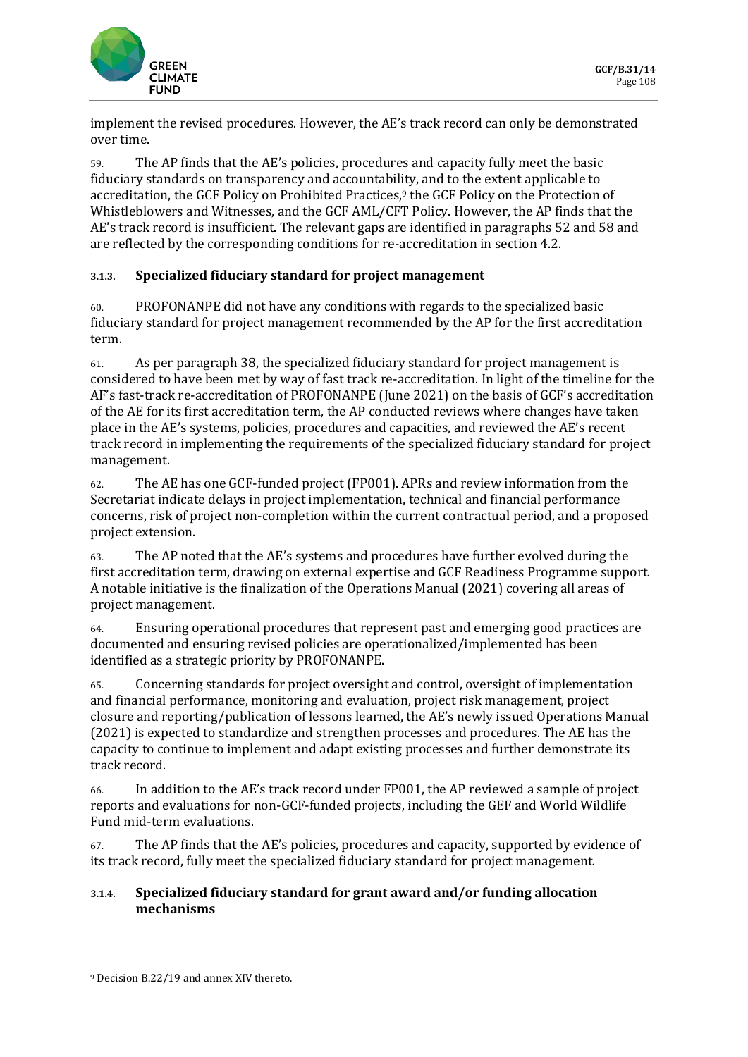implement the revised procedures. However, the AE's track record can only be demonstrated over time.

59. The AP finds that the AE's policies, procedures and capacity fully meet the basic fiduciary standards on transparency and accountability, and to the extent applicable to accreditation, the GCF Policy on Prohibited Practices,[9] the GCF Policy on the Protection of Whistleblowers and Witnesses, and the GCF AML/CFT Policy. However, the AP finds that the AE's track record is insufficient. The relevant gaps are identified in paragraphs 52 and 58 and are reflected by the corresponding conditions for re-accreditation in section 4.2.

### 3.1.3. Specialized fiduciary standard for project management

60. PROFONANPE did not have any conditions with regards to the specialized basic fiduciary standard for project management recommended by the AP for the first accreditation term.

61. As per paragraph 38, the specialized fiduciary standard for project management is considered to have been met by way of fast track re-accreditation. In light of the timeline for the AP's fast-track re-accreditation of PROFONANPE (June 2021) on the basis of GCF's accreditation of the AE for its first accreditation term, the AP conducted reviews where changes have taken place in the AE's systems, policies, procedures and capacities, and reviewed the AE's recent track record in implementing the requirements of the specialized fiduciary standard for project management.

62. The AE has one GCF-funded project (FP001). APRs and review information from the Secretariat indicate delays in project implementation, technical and financial performance concerns, risk of project non-completion within the current contractual period, and a proposed project extension.

63. The AP noted that the AE's systems and procedures have further evolved during the first accreditation term, drawing on external expertise and GCF Readiness Programme support. A notable initiative is the finalization of the Operations Manual (2021) covering all areas of project management.

64. Ensuring operational procedures that represent past and emerging good practices are documented and ensuring revised policies are operationalized/implemented has been identified as a strategic priority by PROFONANPE.

65. Concerning standards for project oversight and control, oversight of implementation and financial performance, monitoring and evaluation, project risk management, project closure and reporting/publication of lessons learned, the AE's newly issued Operations Manual (2021) is expected to standardize and strengthen processes and procedures. The AE has the capacity to continue to implement and adapt existing processes and further demonstrate its track record.

66. In addition to the AE's track record under FP001, the AP reviewed a sample of project reports and evaluations for non-GCF-funded projects, including the GEF and World Wildlife Fund mid-term evaluations.

67. The AP finds that the AE's policies, procedures and capacity, supported by evidence of its track record, fully meet the specialized fiduciary standard for project management.

### 3.1.4. Specialized fiduciary standard for grant award and/or funding allocation mechanisms

[9] Decision B.22/19 and annex XIV thereto.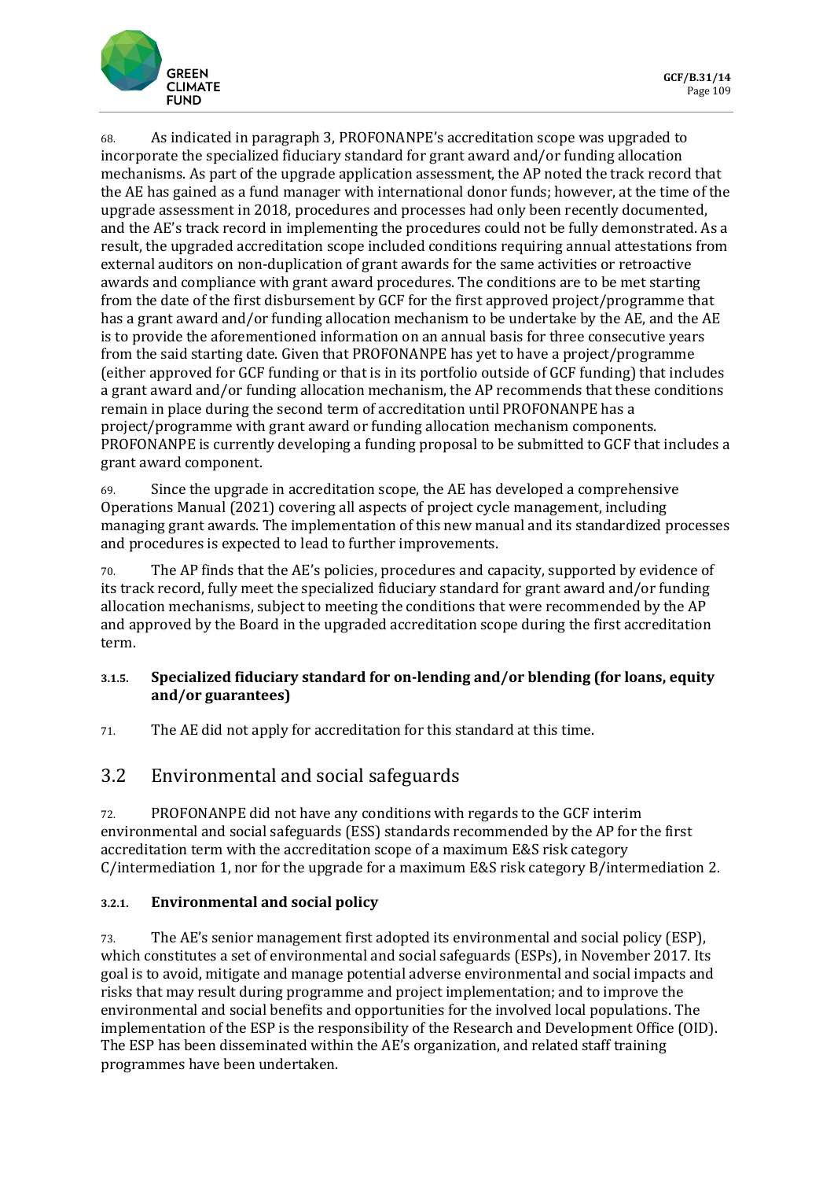68. As indicated in paragraph 3, PROFONANPE's accreditation scope was upgraded to incorporate the specialized fiduciary standard for grant award and/or funding allocation mechanisms. As part of the upgrade application assessment, the AP noted the track record that the AE has gained as a fund manager with international donor funds; however, at the time of the upgrade assessment in 2018, procedures and processes had only been recently documented, and the AE's track record in implementing the procedures could not be fully demonstrated. As a result, the upgraded accreditation scope included conditions requiring annual attestations from external auditors on non-duplication of grant awards for the same activities or retroactive awards and compliance with grant award procedures. The conditions are to be met starting from the date of the first disbursement by GCF for the first approved project/programme that has a grant award and/or funding allocation mechanism to be undertake by the AE, and the AE is to provide the aforementioned information on an annual basis for three consecutive years from the said starting date. Given that PROFONANPE has yet to have a project/programme (either approved for GCF funding or that is in its portfolio outside of GCF funding) that includes a grant award and/or funding allocation mechanism, the AP recommends that these conditions remain in place during the second term of accreditation until PROFONANPE has a project/programme with grant award or funding allocation mechanism components. PROFONANPE is currently developing a funding proposal to be submitted to GCF that includes a grant award component.

69. Since the upgrade in accreditation scope, the AE has developed a comprehensive Operations Manual (2021) covering all aspects of project cycle management, including managing grant awards. The implementation of this new manual and its standardized processes and procedures is expected to lead to further improvements.

70. The AP finds that the AE's policies, procedures and capacity, supported by evidence of its track record, fully meet the specialized fiduciary standard for grant award and/or funding allocation mechanisms, subject to meeting the conditions that were recommended by the AP and approved by the Board in the upgraded accreditation scope during the first accreditation term.

#### 3.1.5. Specialized fiduciary standard for on-lending and/or blending (for loans, equity and/or guarantees)

71. The AE did not apply for accreditation for this standard at this time.

## 3.2 Environmental and social safeguards

72. PROFONANPE did not have any conditions with regards to the GCF interim environmental and social safeguards (ESS) standards recommended by the AP for the first accreditation term with the accreditation scope of a maximum E&S risk category C/intermediation 1, nor for the upgrade for a maximum E&S risk category B/intermediation 2.

#### 3.2.1. Environmental and social policy

73. The AE's senior management first adopted its environmental and social policy (ESP), which constitutes a set of environmental and social safeguards (ESPs), in November 2017. Its goal is to avoid, mitigate and manage potential adverse environmental and social impacts and risks that may result during programme and project implementation; and to improve the environmental and social benefits and opportunities for the involved local populations. The implementation of the ESP is the responsibility of the Research and Development Office (OID). The ESP has been disseminated within the AE's organization, and related staff training programmes have been undertaken.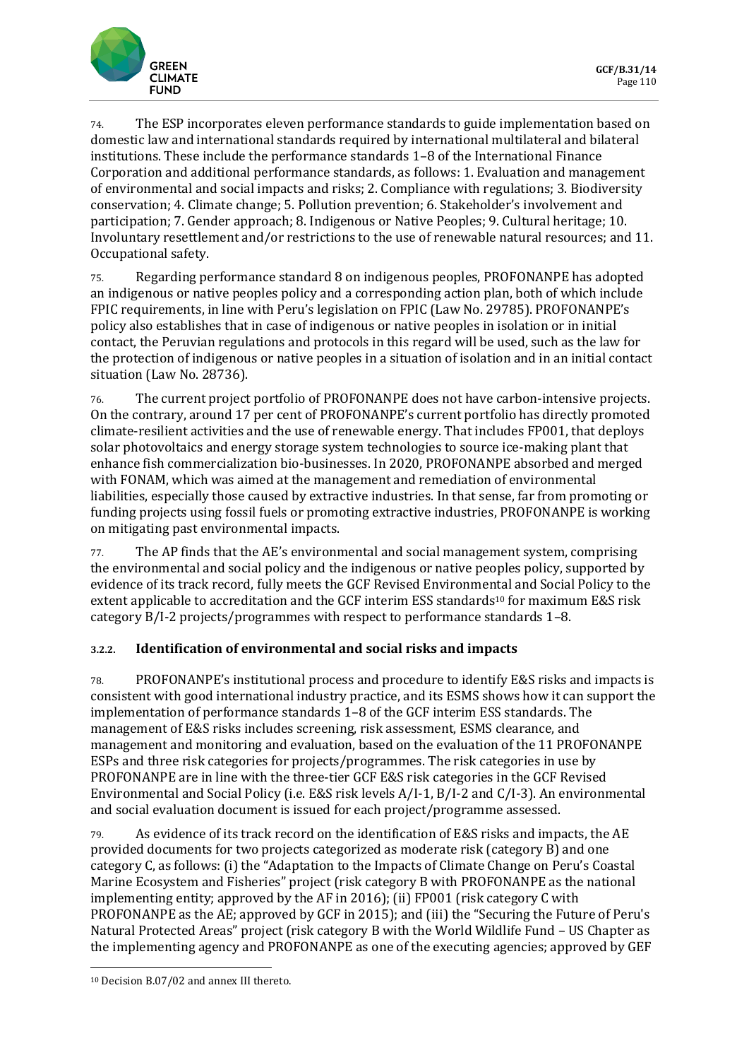74. The ESP incorporates eleven performance standards to guide implementation based on domestic law and international standards required by international multilateral and bilateral institutions. These include the performance standards 1–8 of the International Finance Corporation and additional performance standards, as follows: 1. Evaluation and management of environmental and social impacts and risks; 2. Compliance with regulations; 3. Biodiversity conservation; 4. Climate change; 5. Pollution prevention; 6. Stakeholder's involvement and participation; 7. Gender approach; 8. Indigenous or Native Peoples; 9. Cultural heritage; 10. Involuntary resettlement and/or restrictions to the use of renewable natural resources; and 11. Occupational safety.

75. Regarding performance standard 8 on indigenous peoples, PROFONANPE has adopted an indigenous or native peoples policy and a corresponding action plan, both of which include FPIC requirements, in line with Peru's legislation on FPIC (Law No. 29785). PROFONANPE's policy also establishes that in case of indigenous or native peoples in isolation or in initial contact, the Peruvian regulations and protocols in this regard will be used, such as the law for the protection of indigenous or native peoples in a situation of isolation and in an initial contact situation (Law No. 28736).

76. The current project portfolio of PROFONANPE does not have carbon-intensive projects. On the contrary, around 17 per cent of PROFONANPE's current portfolio has directly promoted climate-resilient activities and the use of renewable energy. That includes FP001, that deploys solar photovoltaics and energy storage system technologies to source ice-making plant that enhance fish commercialization bio-businesses. In 2020, PROFONANPE absorbed and merged with FONAM, which was aimed at the management and remediation of environmental liabilities, especially those caused by extractive industries. In that sense, far from promoting or funding projects using fossil fuels or promoting extractive industries, PROFONANPE is working on mitigating past environmental impacts.

77. The AP finds that the AE's environmental and social management system, comprising the environmental and social policy and the indigenous or native peoples policy, supported by evidence of its track record, fully meets the GCF Revised Environmental and Social Policy to the extent applicable to accreditation and the GCF interim ESS standards[10] for maximum E&S risk category B/I-2 projects/programmes with respect to performance standards 1–8.

### 3.2.2. Identification of environmental and social risks and impacts

78. PROFONANPE's institutional process and procedure to identify E&S risks and impacts is consistent with good international industry practice, and its ESMS shows how it can support the implementation of performance standards 1–8 of the GCF interim ESS standards. The management of E&S risks includes screening, risk assessment, ESMS clearance, and management and monitoring and evaluation, based on the evaluation of the 11 PROFONANPE ESPs and three risk categories for projects/programmes. The risk categories in use by PROFONANPE are in line with the three-tier GCF E&S risk categories in the GCF Revised Environmental and Social Policy (i.e. E&S risk levels A/I-1, B/I-2 and C/I-3). An environmental and social evaluation document is issued for each project/programme assessed.

79. As evidence of its track record on the identification of E&S risks and impacts, the AE provided documents for two projects categorized as moderate risk (category B) and one category C, as follows: (i) the "Adaptation to the Impacts of Climate Change on Peru's Coastal Marine Ecosystem and Fisheries" project (risk category B with PROFONANPE as the national implementing entity; approved by the AF in 2016); (ii) FP001 (risk category C with PROFONANPE as the AE; approved by GCF in 2015); and (iii) the "Securing the Future of Peru's Natural Protected Areas" project (risk category B with the World Wildlife Fund – US Chapter as the implementing agency and PROFONANPE as one of the executing agencies; approved by GEF

[10] Decision B.07/02 and annex III thereto.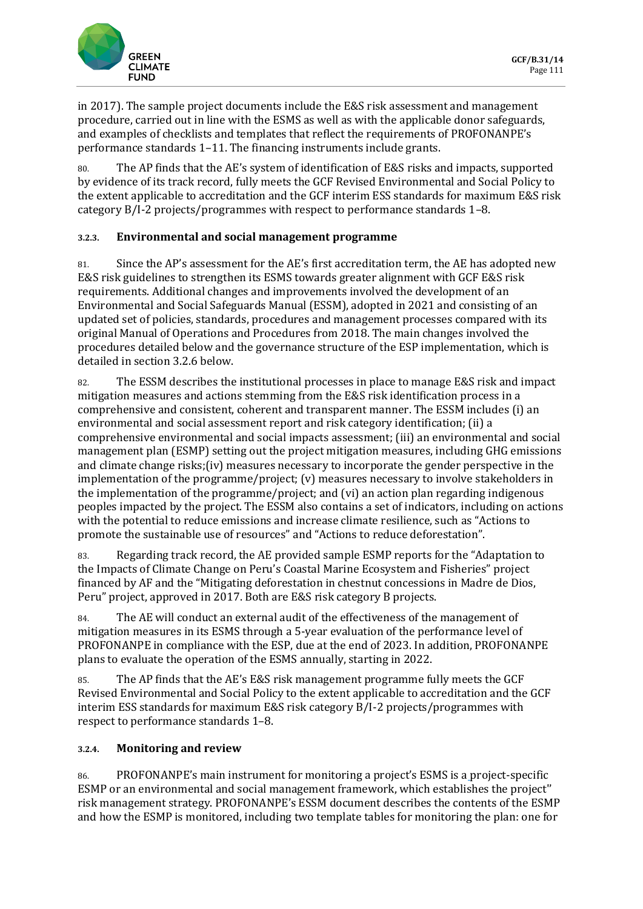in 2017). The sample project documents include the E&S risk assessment and management procedure, carried out in line with the ESMS as well as with the applicable donor safeguards, and examples of checklists and templates that reflect the requirements of PROFONANPE's performance standards 1–11. The financing instruments include grants.

80. The AP finds that the AE's system of identification of E&S risks and impacts, supported by evidence of its track record, fully meets the GCF Revised Environmental and Social Policy to the extent applicable to accreditation and the GCF interim ESS standards for maximum E&S risk category B/I-2 projects/programmes with respect to performance standards 1–8.

### 3.2.3. Environmental and social management programme

81. Since the AP's assessment for the AE's first accreditation term, the AE has adopted new E&S risk guidelines to strengthen its ESMS towards greater alignment with GCF E&S risk requirements. Additional changes and improvements involved the development of an Environmental and Social Safeguards Manual (ESSM), adopted in 2021 and consisting of an updated set of policies, standards, procedures and management processes compared with its original Manual of Operations and Procedures from 2018. The main changes involved the procedures detailed below and the governance structure of the ESP implementation, which is detailed in section 3.2.6 below.

82. The ESSM describes the institutional processes in place to manage E&S risk and impact mitigation measures and actions stemming from the E&S risk identification process in a comprehensive and consistent, coherent and transparent manner. The ESSM includes (i) an environmental and social assessment report and risk category identification; (ii) a comprehensive environmental and social impacts assessment; (iii) an environmental and social management plan (ESMP) setting out the project mitigation measures, including GHG emissions and climate change risks;(iv) measures necessary to incorporate the gender perspective in the implementation of the programme/project; (v) measures necessary to involve stakeholders in the implementation of the programme/project; and (vi) an action plan regarding indigenous peoples impacted by the project. The ESSM also contains a set of indicators, including on actions with the potential to reduce emissions and increase climate resilience, such as "Actions to promote the sustainable use of resources" and "Actions to reduce deforestation".

83. Regarding track record, the AE provided sample ESMP reports for the "Adaptation to the Impacts of Climate Change on Peru's Coastal Marine Ecosystem and Fisheries" project financed by AF and the "Mitigating deforestation in chestnut concessions in Madre de Dios, Peru" project, approved in 2017. Both are E&S risk category B projects.

84. The AE will conduct an external audit of the effectiveness of the management of mitigation measures in its ESMS through a 5-year evaluation of the performance level of PROFONANPE in compliance with the ESP, due at the end of 2023. In addition, PROFONANPE plans to evaluate the operation of the ESMS annually, starting in 2022.

85. The AP finds that the AE's E&S risk management programme fully meets the GCF Revised Environmental and Social Policy to the extent applicable to accreditation and the GCF interim ESS standards for maximum E&S risk category B/I-2 projects/programmes with respect to performance standards 1–8.

### 3.2.4. Monitoring and review

86. PROFONANPE's main instrument for monitoring a project's ESMS is a project-specific ESMP or an environmental and social management framework, which establishes the project'' risk management strategy. PROFONANPE's ESSM document describes the contents of the ESMP and how the ESMP is monitored, including two template tables for monitoring the plan: one for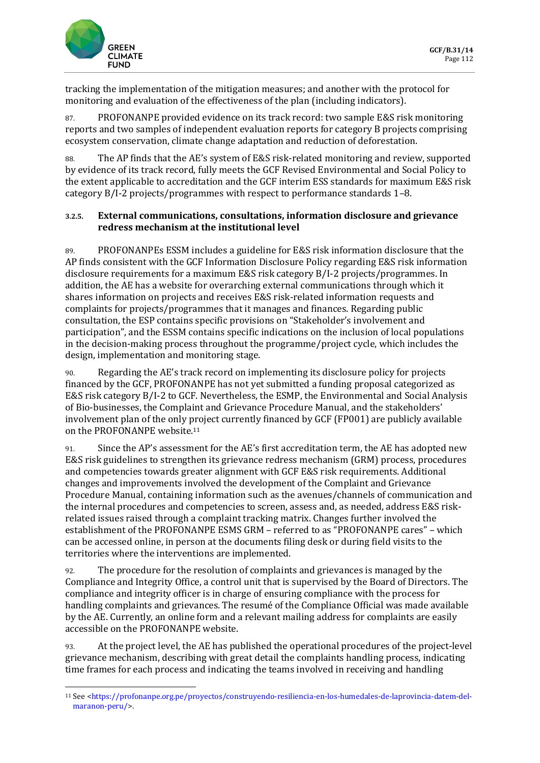tracking the implementation of the mitigation measures; and another with the protocol for monitoring and evaluation of the effectiveness of the plan (including indicators).

87. PROFONANPE provided evidence on its track record: two sample E&S risk monitoring reports and two samples of independent evaluation reports for category B projects comprising ecosystem conservation, climate change adaptation and reduction of deforestation.

88. The AP finds that the AE's system of E&S risk-related monitoring and review, supported by evidence of its track record, fully meets the GCF Revised Environmental and Social Policy to the extent applicable to accreditation and the GCF interim ESS standards for maximum E&S risk category B/I-2 projects/programmes with respect to performance standards 1–8.

#### 3.2.5. External communications, consultations, information disclosure and grievance redress mechanism at the institutional level

89. PROFONANPEs ESSM includes a guideline for E&S risk information disclosure that the AP finds consistent with the GCF Information Disclosure Policy regarding E&S risk information disclosure requirements for a maximum E&S risk category B/I-2 projects/programmes. In addition, the AE has a website for overarching external communications through which it shares information on projects and receives E&S risk-related information requests and complaints for projects/programmes that it manages and finances. Regarding public consultation, the ESP contains specific provisions on "Stakeholder's involvement and participation", and the ESSM contains specific indications on the inclusion of local populations in the decision-making process throughout the programme/project cycle, which includes the design, implementation and monitoring stage.

90. Regarding the AE's track record on implementing its disclosure policy for projects financed by the GCF, PROFONANPE has not yet submitted a funding proposal categorized as E&S risk category B/I-2 to GCF. Nevertheless, the ESMP, the Environmental and Social Analysis of Bio-businesses, the Complaint and Grievance Procedure Manual, and the stakeholders' involvement plan of the only project currently financed by GCF (FP001) are publicly available on the PROFONANPE website.[11]

91. Since the AP's assessment for the AE's first accreditation term, the AE has adopted new E&S risk guidelines to strengthen its grievance redress mechanism (GRM) process, procedures and competencies towards greater alignment with GCF E&S risk requirements. Additional changes and improvements involved the development of the Complaint and Grievance Procedure Manual, containing information such as the avenues/channels of communication and the internal procedures and competencies to screen, assess and, as needed, address E&S risk-related issues raised through a complaint tracking matrix. Changes further involved the establishment of the PROFONANPE ESMS GRM – referred to as "PROFONANPE cares" – which can be accessed online, in person at the documents filing desk or during field visits to the territories where the interventions are implemented.

92. The procedure for the resolution of complaints and grievances is managed by the Compliance and Integrity Office, a control unit that is supervised by the Board of Directors. The compliance and integrity officer is in charge of ensuring compliance with the process for handling complaints and grievances. The resumé of the Compliance Official was made available by the AE. Currently, an online form and a relevant mailing address for complaints are easily accessible on the PROFONANPE website.

93. At the project level, the AE has published the operational procedures of the project-level grievance mechanism, describing with great detail the complaints handling process, indicating time frames for each process and indicating the teams involved in receiving and handling

---

[11] See <https://profonanpe.org.pe/proyectos/construyendo-resiliencia-en-los-humedales-de-laprovincia-datem-del-maranon-peru/>.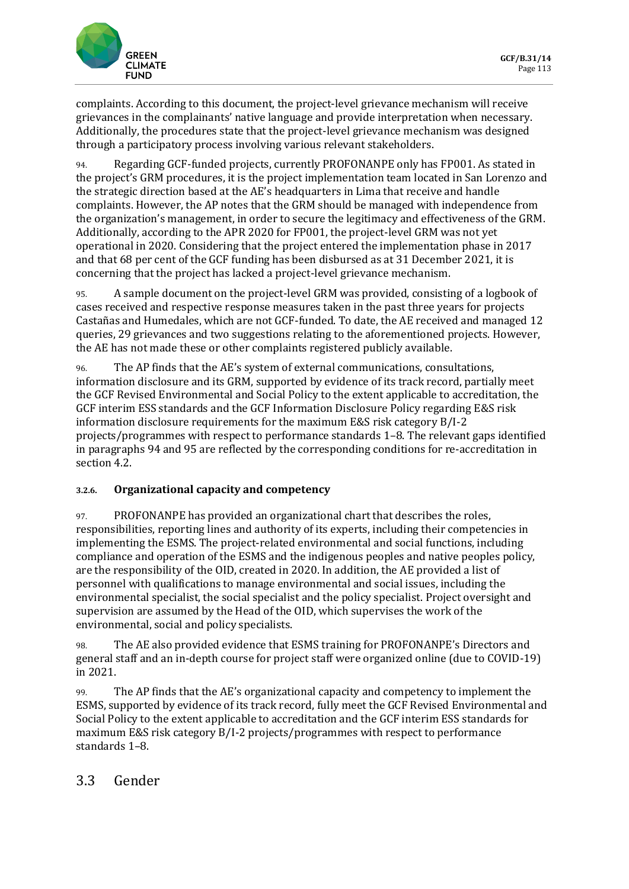complaints. According to this document, the project-level grievance mechanism will receive grievances in the complainants' native language and provide interpretation when necessary. Additionally, the procedures state that the project-level grievance mechanism was designed through a participatory process involving various relevant stakeholders.

94. Regarding GCF-funded projects, currently PROFONANPE only has FP001. As stated in the project's GRM procedures, it is the project implementation team located in San Lorenzo and the strategic direction based at the AE's headquarters in Lima that receive and handle complaints. However, the AP notes that the GRM should be managed with independence from the organization's management, in order to secure the legitimacy and effectiveness of the GRM. Additionally, according to the APR 2020 for FP001, the project-level GRM was not yet operational in 2020. Considering that the project entered the implementation phase in 2017 and that 68 per cent of the GCF funding has been disbursed as at 31 December 2021, it is concerning that the project has lacked a project-level grievance mechanism.

95. A sample document on the project-level GRM was provided, consisting of a logbook of cases received and respective response measures taken in the past three years for projects Castañas and Humedales, which are not GCF-funded. To date, the AE received and managed 12 queries, 29 grievances and two suggestions relating to the aforementioned projects. However, the AE has not made these or other complaints registered publicly available.

96. The AP finds that the AE's system of external communications, consultations, information disclosure and its GRM, supported by evidence of its track record, partially meet the GCF Revised Environmental and Social Policy to the extent applicable to accreditation, the GCF interim ESS standards and the GCF Information Disclosure Policy regarding E&S risk information disclosure requirements for the maximum E&S risk category B/I-2 projects/programmes with respect to performance standards 1–8. The relevant gaps identified in paragraphs 94 and 95 are reflected by the corresponding conditions for re-accreditation in section 4.2.

#### 3.2.6. Organizational capacity and competency

97. PROFONANPE has provided an organizational chart that describes the roles, responsibilities, reporting lines and authority of its experts, including their competencies in implementing the ESMS. The project-related environmental and social functions, including compliance and operation of the ESMS and the indigenous peoples and native peoples policy, are the responsibility of the OID, created in 2020. In addition, the AE provided a list of personnel with qualifications to manage environmental and social issues, including the environmental specialist, the social specialist and the policy specialist. Project oversight and supervision are assumed by the Head of the OID, which supervises the work of the environmental, social and policy specialists.

98. The AE also provided evidence that ESMS training for PROFONANPE's Directors and general staff and an in-depth course for project staff were organized online (due to COVID-19) in 2021.

99. The AP finds that the AE's organizational capacity and competency to implement the ESMS, supported by evidence of its track record, fully meet the GCF Revised Environmental and Social Policy to the extent applicable to accreditation and the GCF interim ESS standards for maximum E&S risk category B/I-2 projects/programmes with respect to performance standards 1–8.

## 3.3 Gender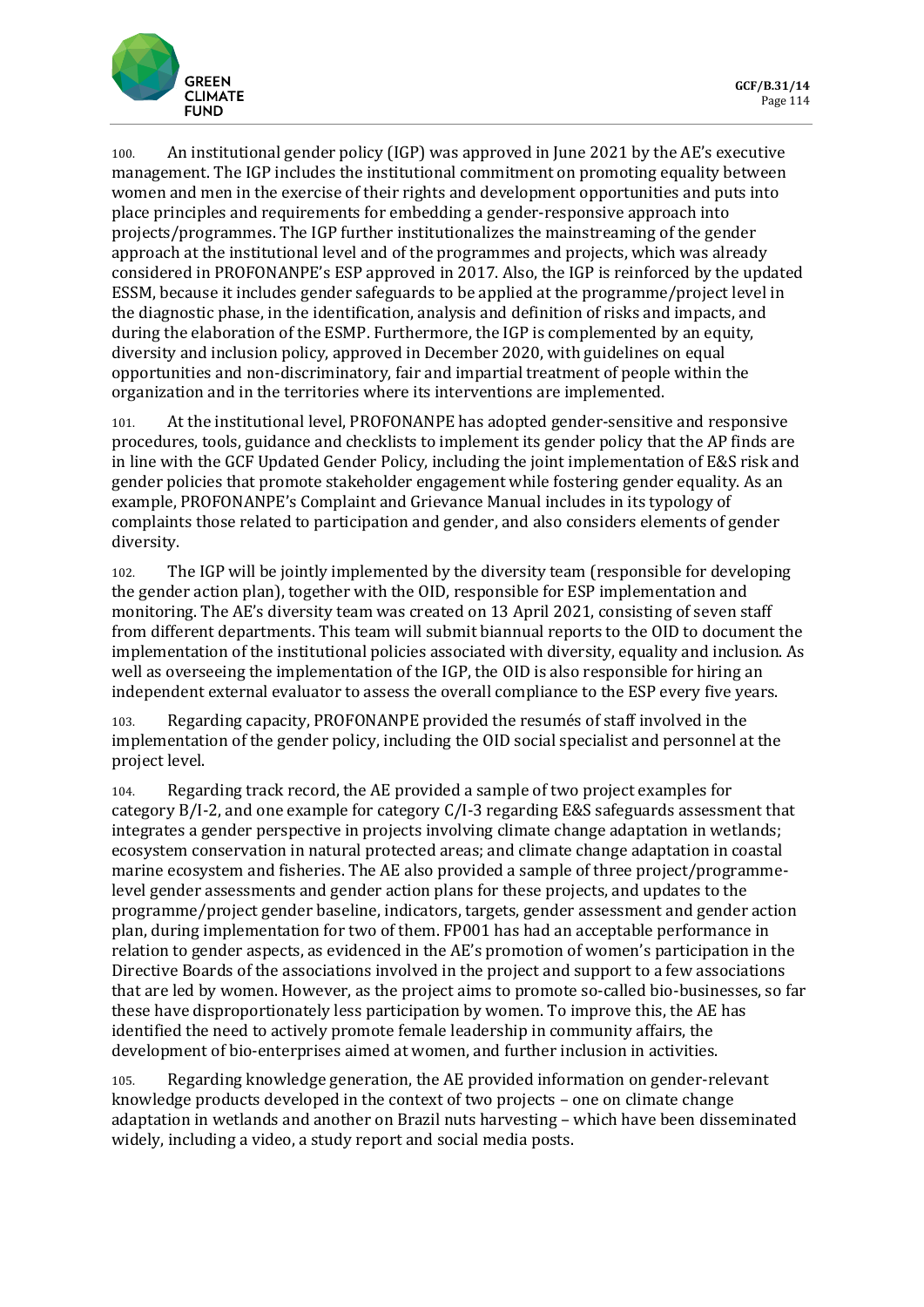100. An institutional gender policy (IGP) was approved in June 2021 by the AE's executive management. The IGP includes the institutional commitment on promoting equality between women and men in the exercise of their rights and development opportunities and puts into place principles and requirements for embedding a gender-responsive approach into projects/programmes. The IGP further institutionalizes the mainstreaming of the gender approach at the institutional level and of the programmes and projects, which was already considered in PROFONANPE's ESP approved in 2017. Also, the IGP is reinforced by the updated ESSM, because it includes gender safeguards to be applied at the programme/project level in the diagnostic phase, in the identification, analysis and definition of risks and impacts, and during the elaboration of the ESMP. Furthermore, the IGP is complemented by an equity, diversity and inclusion policy, approved in December 2020, with guidelines on equal opportunities and non-discriminatory, fair and impartial treatment of people within the organization and in the territories where its interventions are implemented.

101. At the institutional level, PROFONANPE has adopted gender-sensitive and responsive procedures, tools, guidance and checklists to implement its gender policy that the AP finds are in line with the GCF Updated Gender Policy, including the joint implementation of E&S risk and gender policies that promote stakeholder engagement while fostering gender equality. As an example, PROFONANPE's Complaint and Grievance Manual includes in its typology of complaints those related to participation and gender, and also considers elements of gender diversity.

102. The IGP will be jointly implemented by the diversity team (responsible for developing the gender action plan), together with the OID, responsible for ESP implementation and monitoring. The AE's diversity team was created on 13 April 2021, consisting of seven staff from different departments. This team will submit biannual reports to the OID to document the implementation of the institutional policies associated with diversity, equality and inclusion. As well as overseeing the implementation of the IGP, the OID is also responsible for hiring an independent external evaluator to assess the overall compliance to the ESP every five years.

103. Regarding capacity, PROFONANPE provided the resumés of staff involved in the implementation of the gender policy, including the OID social specialist and personnel at the project level.

104. Regarding track record, the AE provided a sample of two project examples for category B/I-2, and one example for category C/I-3 regarding E&S safeguards assessment that integrates a gender perspective in projects involving climate change adaptation in wetlands; ecosystem conservation in natural protected areas; and climate change adaptation in coastal marine ecosystem and fisheries. The AE also provided a sample of three project/programme-level gender assessments and gender action plans for these projects, and updates to the programme/project gender baseline, indicators, targets, gender assessment and gender action plan, during implementation for two of them. FP001 has had an acceptable performance in relation to gender aspects, as evidenced in the AE's promotion of women's participation in the Directive Boards of the associations involved in the project and support to a few associations that are led by women. However, as the project aims to promote so-called bio-businesses, so far these have disproportionately less participation by women. To improve this, the AE has identified the need to actively promote female leadership in community affairs, the development of bio-enterprises aimed at women, and further inclusion in activities.

105. Regarding knowledge generation, the AE provided information on gender-relevant knowledge products developed in the context of two projects – one on climate change adaptation in wetlands and another on Brazil nuts harvesting – which have been disseminated widely, including a video, a study report and social media posts.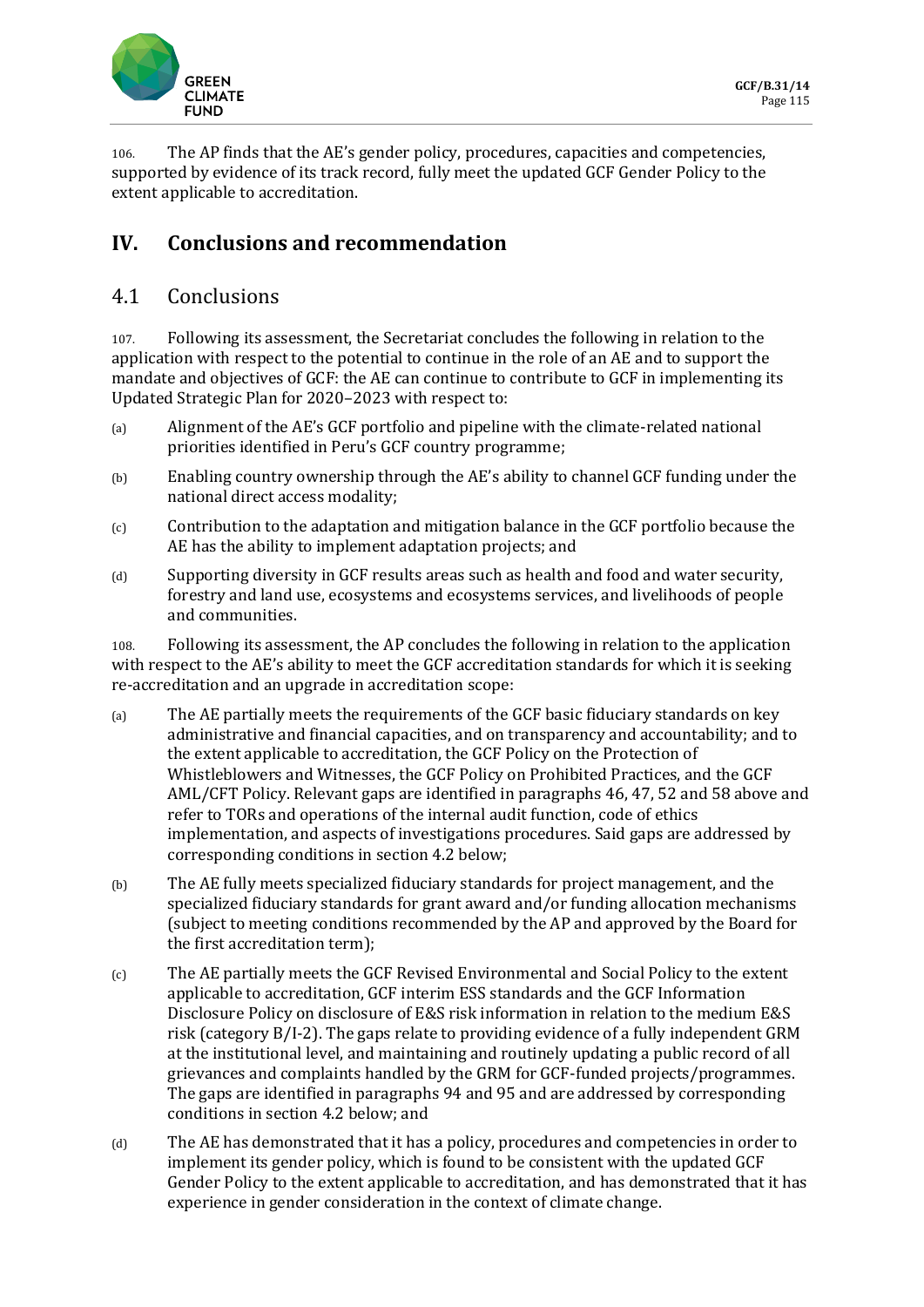106. The AP finds that the AE's gender policy, procedures, capacities and competencies, supported by evidence of its track record, fully meet the updated GCF Gender Policy to the extent applicable to accreditation.

## IV. Conclusions and recommendation

### 4.1 Conclusions

107. Following its assessment, the Secretariat concludes the following in relation to the application with respect to the potential to continue in the role of an AE and to support the mandate and objectives of GCF: the AE can continue to contribute to GCF in implementing its Updated Strategic Plan for 2020–2023 with respect to:

(a) Alignment of the AE's GCF portfolio and pipeline with the climate-related national priorities identified in Peru's GCF country programme;

(b) Enabling country ownership through the AE's ability to channel GCF funding under the national direct access modality;

(c) Contribution to the adaptation and mitigation balance in the GCF portfolio because the AE has the ability to implement adaptation projects; and

(d) Supporting diversity in GCF results areas such as health and food and water security, forestry and land use, ecosystems and ecosystems services, and livelihoods of people and communities.

108. Following its assessment, the AP concludes the following in relation to the application with respect to the AE's ability to meet the GCF accreditation standards for which it is seeking re-accreditation and an upgrade in accreditation scope:

(a) The AE partially meets the requirements of the GCF basic fiduciary standards on key administrative and financial capacities, and on transparency and accountability; and to the extent applicable to accreditation, the GCF Policy on the Protection of Whistleblowers and Witnesses, the GCF Policy on Prohibited Practices, and the GCF AML/CFT Policy. Relevant gaps are identified in paragraphs 46, 47, 52 and 58 above and refer to TORs and operations of the internal audit function, code of ethics implementation, and aspects of investigations procedures. Said gaps are addressed by corresponding conditions in section 4.2 below;

(b) The AE fully meets specialized fiduciary standards for project management, and the specialized fiduciary standards for grant award and/or funding allocation mechanisms (subject to meeting conditions recommended by the AP and approved by the Board for the first accreditation term);

(c) The AE partially meets the GCF Revised Environmental and Social Policy to the extent applicable to accreditation, GCF interim ESS standards and the GCF Information Disclosure Policy on disclosure of E&S risk information in relation to the medium E&S risk (category B/I-2). The gaps relate to providing evidence of a fully independent GRM at the institutional level, and maintaining and routinely updating a public record of all grievances and complaints handled by the GRM for GCF-funded projects/programmes. The gaps are identified in paragraphs 94 and 95 and are addressed by corresponding conditions in section 4.2 below; and

(d) The AE has demonstrated that it has a policy, procedures and competencies in order to implement its gender policy, which is found to be consistent with the updated GCF Gender Policy to the extent applicable to accreditation, and has demonstrated that it has experience in gender consideration in the context of climate change.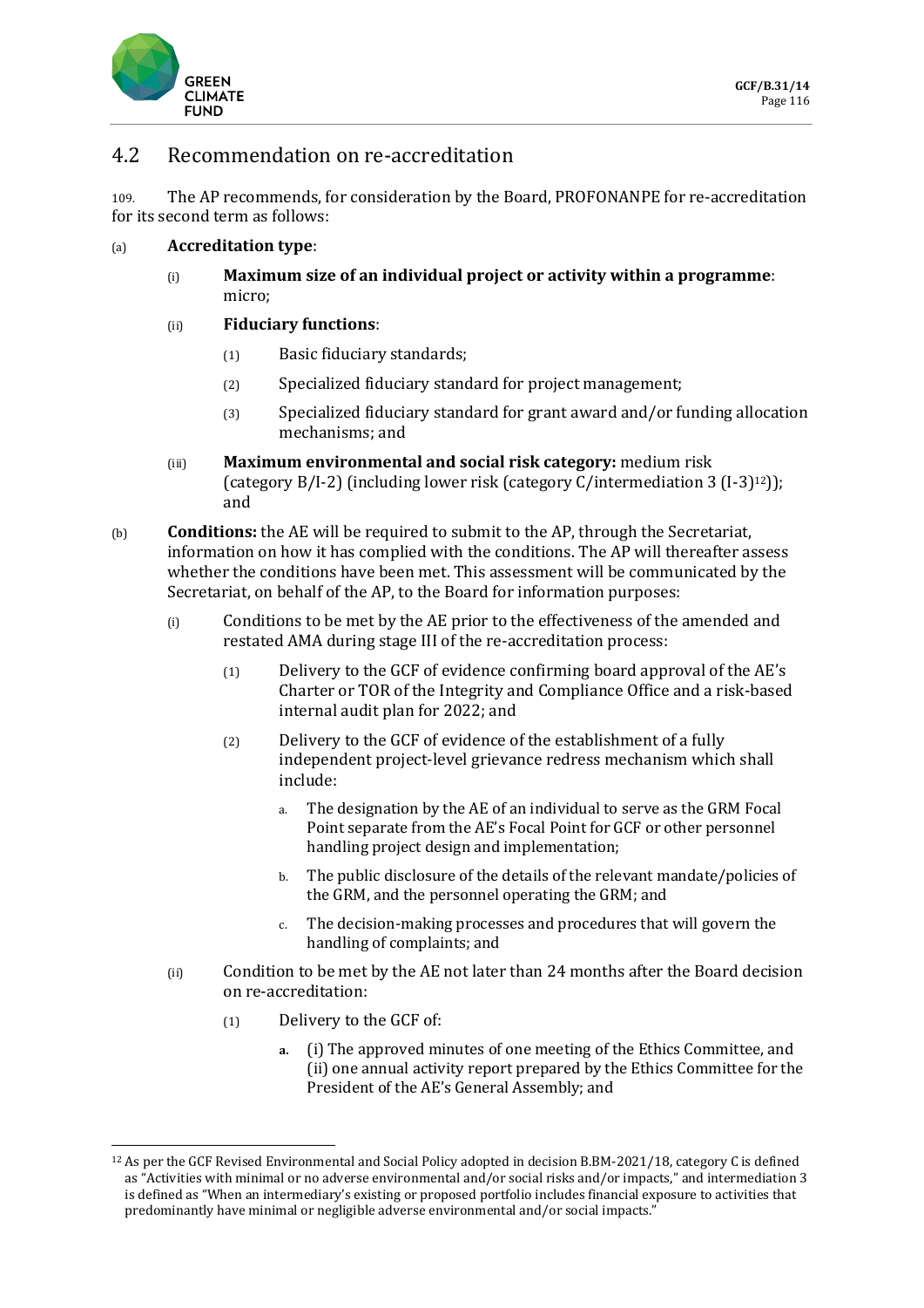## 4.2 Recommendation on re-accreditation

109. The AP recommends, for consideration by the Board, PROFONANPE for re-accreditation for its second term as follows:

(a) **Accreditation type**:

 (i) **Maximum size of an individual project or activity within a programme**: micro;

 (ii) **Fiduciary functions**:

  (1) Basic fiduciary standards;

  (2) Specialized fiduciary standard for project management;

  (3) Specialized fiduciary standard for grant award and/or funding allocation mechanisms; and

 (iii) **Maximum environmental and social risk category:** medium risk (category B/I-2) (including lower risk (category C/intermediation 3 (I-3)[12])); and

(b) **Conditions:** the AE will be required to submit to the AP, through the Secretariat, information on how it has complied with the conditions. The AP will thereafter assess whether the conditions have been met. This assessment will be communicated by the Secretariat, on behalf of the AP, to the Board for information purposes:

 (i) Conditions to be met by the AE prior to the effectiveness of the amended and restated AMA during stage III of the re-accreditation process:

  (1) Delivery to the GCF of evidence confirming board approval of the AE's Charter or TOR of the Integrity and Compliance Office and a risk-based internal audit plan for 2022; and

  (2) Delivery to the GCF of evidence of the establishment of a fully independent project-level grievance redress mechanism which shall include:

   a. The designation by the AE of an individual to serve as the GRM Focal Point separate from the AE's Focal Point for GCF or other personnel handling project design and implementation;

   b. The public disclosure of the details of the relevant mandate/policies of the GRM, and the personnel operating the GRM; and

   c. The decision-making processes and procedures that will govern the handling of complaints; and

 (ii) Condition to be met by the AE not later than 24 months after the Board decision on re-accreditation:

  (1) Delivery to the GCF of:

   **a.** (i) The approved minutes of one meeting of the Ethics Committee, and (ii) one annual activity report prepared by the Ethics Committee for the President of the AE's General Assembly; and

---

[12] As per the GCF Revised Environmental and Social Policy adopted in decision B.BM-2021/18, category C is defined as "Activities with minimal or no adverse environmental and/or social risks and/or impacts," and intermediation 3 is defined as "When an intermediary's existing or proposed portfolio includes financial exposure to activities that predominantly have minimal or negligible adverse environmental and/or social impacts."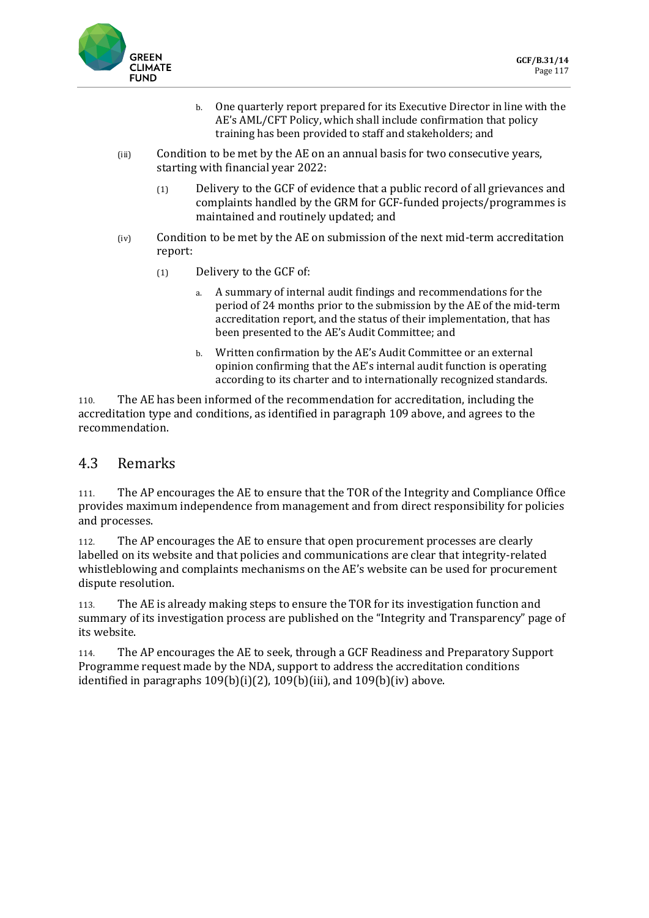b. One quarterly report prepared for its Executive Director in line with the AE's AML/CFT Policy, which shall include confirmation that policy training has been provided to staff and stakeholders; and

(iii) Condition to be met by the AE on an annual basis for two consecutive years, starting with financial year 2022:

(1) Delivery to the GCF of evidence that a public record of all grievances and complaints handled by the GRM for GCF-funded projects/programmes is maintained and routinely updated; and

(iv) Condition to be met by the AE on submission of the next mid-term accreditation report:

(1) Delivery to the GCF of:

a. A summary of internal audit findings and recommendations for the period of 24 months prior to the submission by the AE of the mid-term accreditation report, and the status of their implementation, that has been presented to the AE's Audit Committee; and

b. Written confirmation by the AE's Audit Committee or an external opinion confirming that the AE's internal audit function is operating according to its charter and to internationally recognized standards.

110. The AE has been informed of the recommendation for accreditation, including the accreditation type and conditions, as identified in paragraph 109 above, and agrees to the recommendation.

## 4.3 Remarks

111. The AP encourages the AE to ensure that the TOR of the Integrity and Compliance Office provides maximum independence from management and from direct responsibility for policies and processes.

112. The AP encourages the AE to ensure that open procurement processes are clearly labelled on its website and that policies and communications are clear that integrity-related whistleblowing and complaints mechanisms on the AE's website can be used for procurement dispute resolution.

113. The AE is already making steps to ensure the TOR for its investigation function and summary of its investigation process are published on the "Integrity and Transparency" page of its website.

114. The AP encourages the AE to seek, through a GCF Readiness and Preparatory Support Programme request made by the NDA, support to address the accreditation conditions identified in paragraphs 109(b)(i)(2), 109(b)(iii), and 109(b)(iv) above.